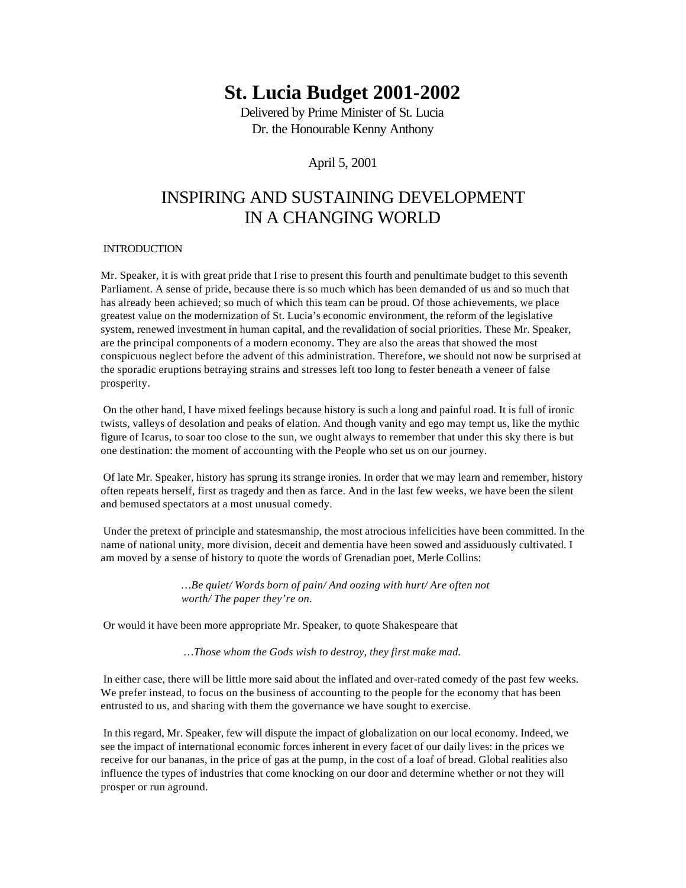# St. Lucia Budget 2001-2002

Delivered by Prime Minister of St. Lucia
Dr. the Honourable Kenny Anthony

April 5, 2001

## INSPIRING AND SUSTAINING DEVELOPMENT IN A CHANGING WORLD

### INTRODUCTION

Mr. Speaker, it is with great pride that I rise to present this fourth and penultimate budget to this seventh Parliament. A sense of pride, because there is so much which has been demanded of us and so much that has already been achieved; so much of which this team can be proud. Of those achievements, we place greatest value on the modernization of St. Lucia's economic environment, the reform of the legislative system, renewed investment in human capital, and the revalidation of social priorities. These Mr. Speaker, are the principal components of a modern economy. They are also the areas that showed the most conspicuous neglect before the advent of this administration. Therefore, we should not now be surprised at the sporadic eruptions betraying strains and stresses left too long to fester beneath a veneer of false prosperity.

On the other hand, I have mixed feelings because history is such a long and painful road. It is full of ironic twists, valleys of desolation and peaks of elation. And though vanity and ego may tempt us, like the mythic figure of Icarus, to soar too close to the sun, we ought always to remember that under this sky there is but one destination: the moment of accounting with the People who set us on our journey.

Of late Mr. Speaker, history has sprung its strange ironies. In order that we may learn and remember, history often repeats herself, first as tragedy and then as farce. And in the last few weeks, we have been the silent and bemused spectators at a most unusual comedy.

Under the pretext of principle and statesmanship, the most atrocious infelicities have been committed. In the name of national unity, more division, deceit and dementia have been sowed and assiduously cultivated. I am moved by a sense of history to quote the words of Grenadian poet, Merle Collins:

> *…Be quiet/ Words born of pain/ And oozing with hurt/ Are often not worth/ The paper they're on.*

Or would it have been more appropriate Mr. Speaker, to quote Shakespeare that

> *…Those whom the Gods wish to destroy, they first make mad.*

In either case, there will be little more said about the inflated and over-rated comedy of the past few weeks. We prefer instead, to focus on the business of accounting to the people for the economy that has been entrusted to us, and sharing with them the governance we have sought to exercise.

In this regard, Mr. Speaker, few will dispute the impact of globalization on our local economy. Indeed, we see the impact of international economic forces inherent in every facet of our daily lives: in the prices we receive for our bananas, in the price of gas at the pump, in the cost of a loaf of bread. Global realities also influence the types of industries that come knocking on our door and determine whether or not they will prosper or run aground.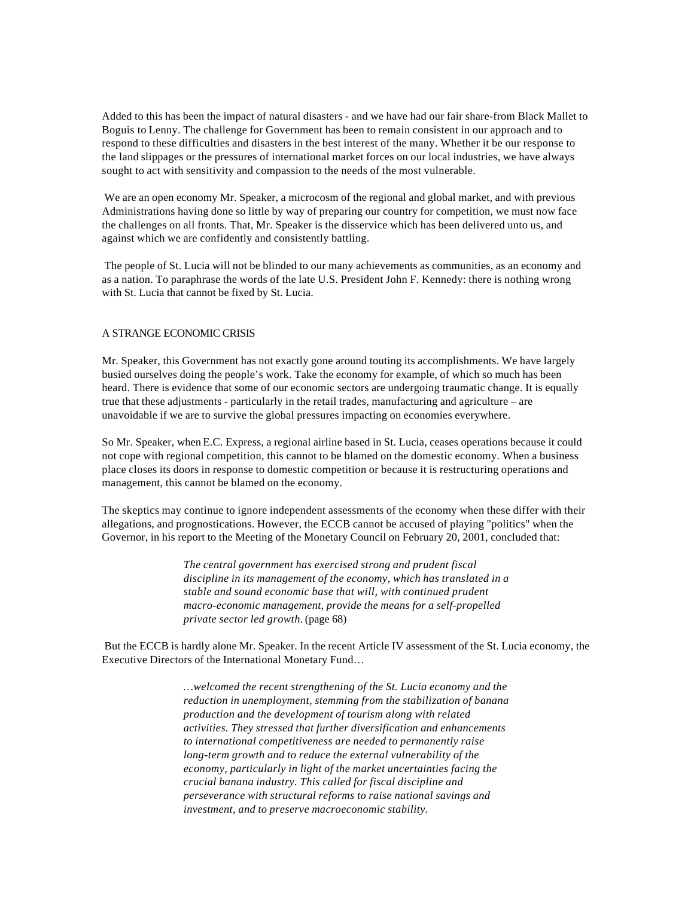Added to this has been the impact of natural disasters - and we have had our fair share-from Black Mallet to Boguis to Lenny. The challenge for Government has been to remain consistent in our approach and to respond to these difficulties and disasters in the best interest of the many. Whether it be our response to the land slippages or the pressures of international market forces on our local industries, we have always sought to act with sensitivity and compassion to the needs of the most vulnerable.

We are an open economy Mr. Speaker, a microcosm of the regional and global market, and with previous Administrations having done so little by way of preparing our country for competition, we must now face the challenges on all fronts. That, Mr. Speaker is the disservice which has been delivered unto us, and against which we are confidently and consistently battling.

The people of St. Lucia will not be blinded to our many achievements as communities, as an economy and as a nation. To paraphrase the words of the late U.S. President John F. Kennedy: there is nothing wrong with St. Lucia that cannot be fixed by St. Lucia.

## A STRANGE ECONOMIC CRISIS

Mr. Speaker, this Government has not exactly gone around touting its accomplishments. We have largely busied ourselves doing the people's work. Take the economy for example, of which so much has been heard. There is evidence that some of our economic sectors are undergoing traumatic change. It is equally true that these adjustments - particularly in the retail trades, manufacturing and agriculture – are unavoidable if we are to survive the global pressures impacting on economies everywhere.

So Mr. Speaker, when E.C. Express, a regional airline based in St. Lucia, ceases operations because it could not cope with regional competition, this cannot to be blamed on the domestic economy. When a business place closes its doors in response to domestic competition or because it is restructuring operations and management, this cannot be blamed on the economy.

The skeptics may continue to ignore independent assessments of the economy when these differ with their allegations, and prognostications. However, the ECCB cannot be accused of playing "politics" when the Governor, in his report to the Meeting of the Monetary Council on February 20, 2001, concluded that:

> *The central government has exercised strong and prudent fiscal discipline in its management of the economy, which has translated in a stable and sound economic base that will, with continued prudent macro-economic management, provide the means for a self-propelled private sector led growth.* (page 68)

But the ECCB is hardly alone Mr. Speaker. In the recent Article IV assessment of the St. Lucia economy, the Executive Directors of the International Monetary Fund…

> *…welcomed the recent strengthening of the St. Lucia economy and the reduction in unemployment, stemming from the stabilization of banana production and the development of tourism along with related activities. They stressed that further diversification and enhancements to international competitiveness are needed to permanently raise long-term growth and to reduce the external vulnerability of the economy, particularly in light of the market uncertainties facing the crucial banana industry. This called for fiscal discipline and perseverance with structural reforms to raise national savings and investment, and to preserve macroeconomic stability.*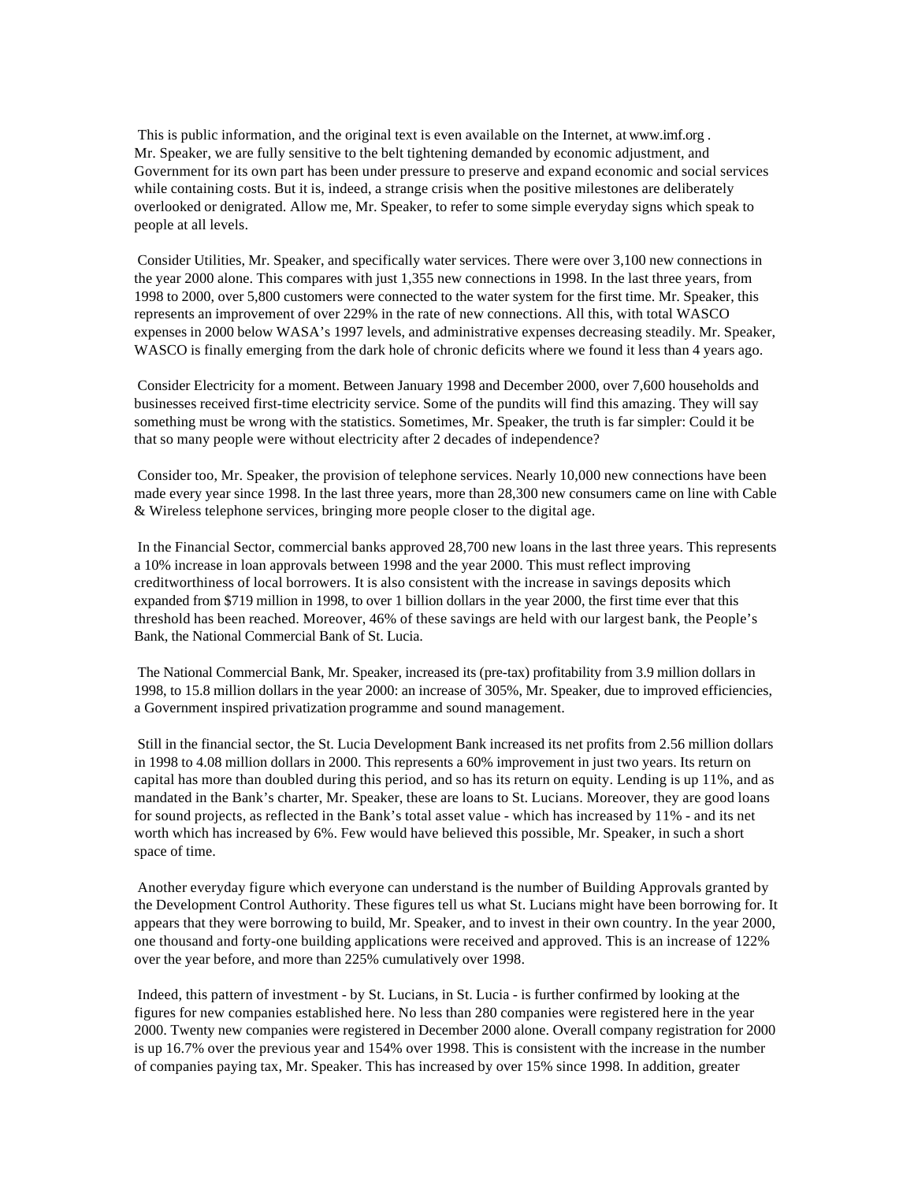This is public information, and the original text is even available on the Internet, at www.imf.org . Mr. Speaker, we are fully sensitive to the belt tightening demanded by economic adjustment, and Government for its own part has been under pressure to preserve and expand economic and social services while containing costs. But it is, indeed, a strange crisis when the positive milestones are deliberately overlooked or denigrated. Allow me, Mr. Speaker, to refer to some simple everyday signs which speak to people at all levels.

Consider Utilities, Mr. Speaker, and specifically water services. There were over 3,100 new connections in the year 2000 alone. This compares with just 1,355 new connections in 1998. In the last three years, from 1998 to 2000, over 5,800 customers were connected to the water system for the first time. Mr. Speaker, this represents an improvement of over 229% in the rate of new connections. All this, with total WASCO expenses in 2000 below WASA's 1997 levels, and administrative expenses decreasing steadily. Mr. Speaker, WASCO is finally emerging from the dark hole of chronic deficits where we found it less than 4 years ago.

Consider Electricity for a moment. Between January 1998 and December 2000, over 7,600 households and businesses received first-time electricity service. Some of the pundits will find this amazing. They will say something must be wrong with the statistics. Sometimes, Mr. Speaker, the truth is far simpler: Could it be that so many people were without electricity after 2 decades of independence?

Consider too, Mr. Speaker, the provision of telephone services. Nearly 10,000 new connections have been made every year since 1998. In the last three years, more than 28,300 new consumers came on line with Cable & Wireless telephone services, bringing more people closer to the digital age.

In the Financial Sector, commercial banks approved 28,700 new loans in the last three years. This represents a 10% increase in loan approvals between 1998 and the year 2000. This must reflect improving creditworthiness of local borrowers. It is also consistent with the increase in savings deposits which expanded from $719 million in 1998, to over 1 billion dollars in the year 2000, the first time ever that this threshold has been reached. Moreover, 46% of these savings are held with our largest bank, the People's Bank, the National Commercial Bank of St. Lucia.

The National Commercial Bank, Mr. Speaker, increased its (pre-tax) profitability from 3.9 million dollars in 1998, to 15.8 million dollars in the year 2000: an increase of 305%, Mr. Speaker, due to improved efficiencies, a Government inspired privatization programme and sound management.

Still in the financial sector, the St. Lucia Development Bank increased its net profits from 2.56 million dollars in 1998 to 4.08 million dollars in 2000. This represents a 60% improvement in just two years. Its return on capital has more than doubled during this period, and so has its return on equity. Lending is up 11%, and as mandated in the Bank's charter, Mr. Speaker, these are loans to St. Lucians. Moreover, they are good loans for sound projects, as reflected in the Bank's total asset value - which has increased by 11% - and its net worth which has increased by 6%. Few would have believed this possible, Mr. Speaker, in such a short space of time.

Another everyday figure which everyone can understand is the number of Building Approvals granted by the Development Control Authority. These figures tell us what St. Lucians might have been borrowing for. It appears that they were borrowing to build, Mr. Speaker, and to invest in their own country. In the year 2000, one thousand and forty-one building applications were received and approved. This is an increase of 122% over the year before, and more than 225% cumulatively over 1998.

Indeed, this pattern of investment - by St. Lucians, in St. Lucia - is further confirmed by looking at the figures for new companies established here. No less than 280 companies were registered here in the year 2000. Twenty new companies were registered in December 2000 alone. Overall company registration for 2000 is up 16.7% over the previous year and 154% over 1998. This is consistent with the increase in the number of companies paying tax, Mr. Speaker. This has increased by over 15% since 1998. In addition, greater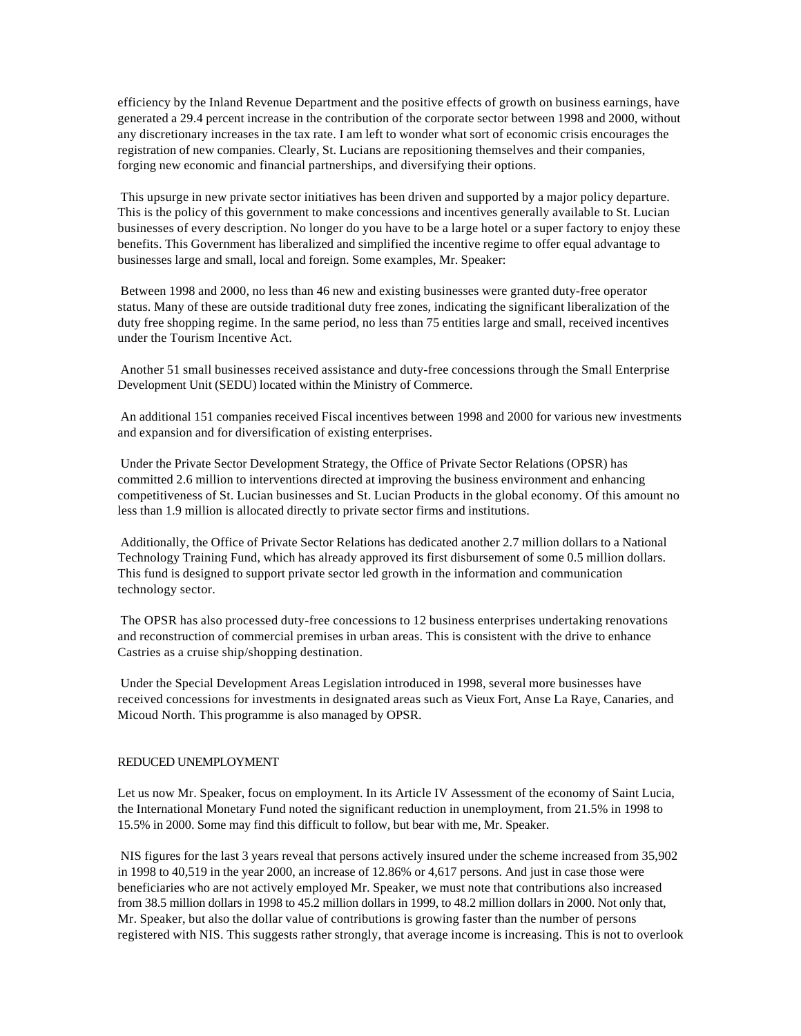efficiency by the Inland Revenue Department and the positive effects of growth on business earnings, have generated a 29.4 percent increase in the contribution of the corporate sector between 1998 and 2000, without any discretionary increases in the tax rate. I am left to wonder what sort of economic crisis encourages the registration of new companies. Clearly, St. Lucians are repositioning themselves and their companies, forging new economic and financial partnerships, and diversifying their options.

This upsurge in new private sector initiatives has been driven and supported by a major policy departure. This is the policy of this government to make concessions and incentives generally available to St. Lucian businesses of every description. No longer do you have to be a large hotel or a super factory to enjoy these benefits. This Government has liberalized and simplified the incentive regime to offer equal advantage to businesses large and small, local and foreign. Some examples, Mr. Speaker:

Between 1998 and 2000, no less than 46 new and existing businesses were granted duty-free operator status. Many of these are outside traditional duty free zones, indicating the significant liberalization of the duty free shopping regime. In the same period, no less than 75 entities large and small, received incentives under the Tourism Incentive Act.

Another 51 small businesses received assistance and duty-free concessions through the Small Enterprise Development Unit (SEDU) located within the Ministry of Commerce.

An additional 151 companies received Fiscal incentives between 1998 and 2000 for various new investments and expansion and for diversification of existing enterprises.

Under the Private Sector Development Strategy, the Office of Private Sector Relations (OPSR) has committed 2.6 million to interventions directed at improving the business environment and enhancing competitiveness of St. Lucian businesses and St. Lucian Products in the global economy. Of this amount no less than 1.9 million is allocated directly to private sector firms and institutions.

Additionally, the Office of Private Sector Relations has dedicated another 2.7 million dollars to a National Technology Training Fund, which has already approved its first disbursement of some 0.5 million dollars. This fund is designed to support private sector led growth in the information and communication technology sector.

The OPSR has also processed duty-free concessions to 12 business enterprises undertaking renovations and reconstruction of commercial premises in urban areas. This is consistent with the drive to enhance Castries as a cruise ship/shopping destination.

Under the Special Development Areas Legislation introduced in 1998, several more businesses have received concessions for investments in designated areas such as Vieux Fort, Anse La Raye, Canaries, and Micoud North. This programme is also managed by OPSR.

## REDUCED UNEMPLOYMENT

Let us now Mr. Speaker, focus on employment. In its Article IV Assessment of the economy of Saint Lucia, the International Monetary Fund noted the significant reduction in unemployment, from 21.5% in 1998 to 15.5% in 2000. Some may find this difficult to follow, but bear with me, Mr. Speaker.

NIS figures for the last 3 years reveal that persons actively insured under the scheme increased from 35,902 in 1998 to 40,519 in the year 2000, an increase of 12.86% or 4,617 persons. And just in case those were beneficiaries who are not actively employed Mr. Speaker, we must note that contributions also increased from 38.5 million dollars in 1998 to 45.2 million dollars in 1999, to 48.2 million dollars in 2000. Not only that, Mr. Speaker, but also the dollar value of contributions is growing faster than the number of persons registered with NIS. This suggests rather strongly, that average income is increasing. This is not to overlook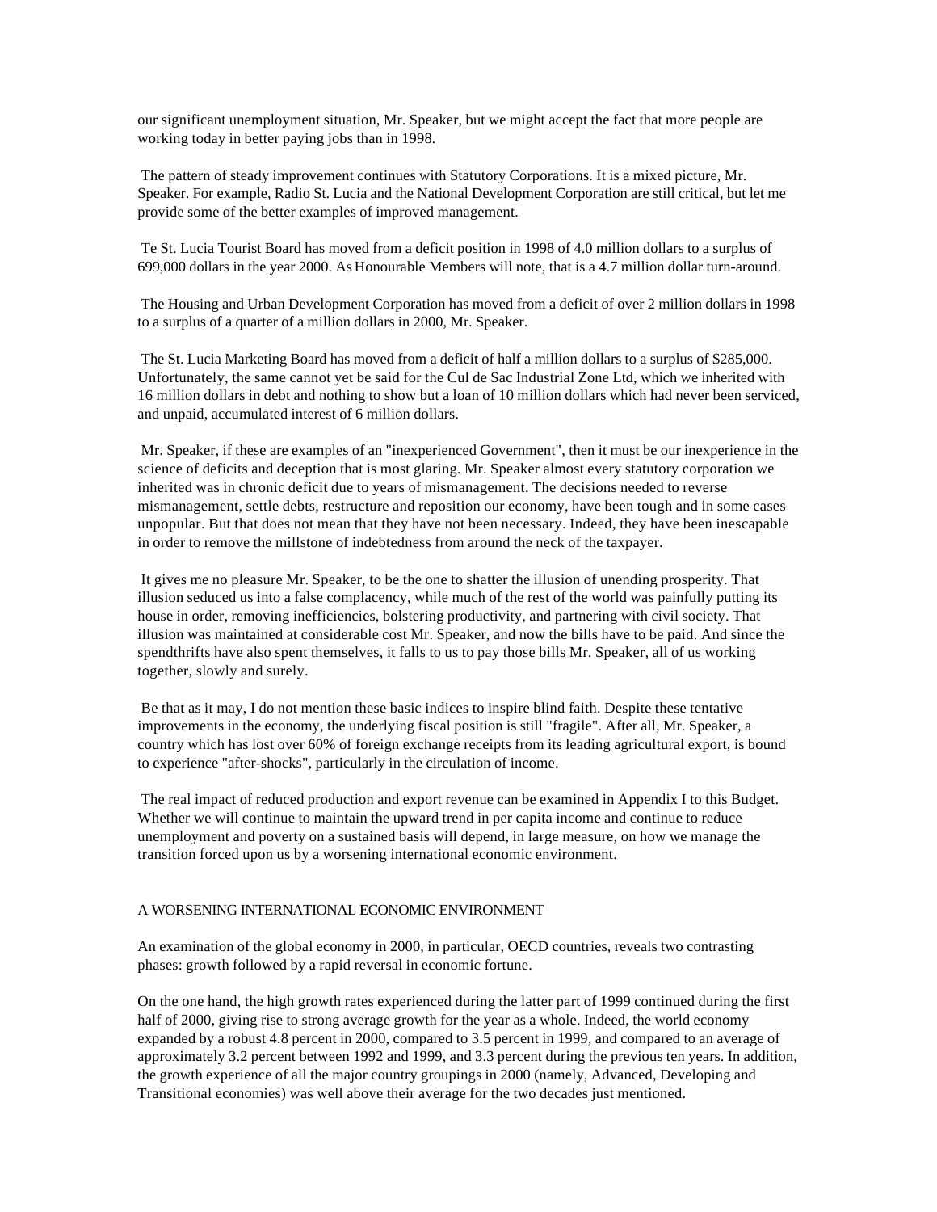our significant unemployment situation, Mr. Speaker, but we might accept the fact that more people are working today in better paying jobs than in 1998.

The pattern of steady improvement continues with Statutory Corporations. It is a mixed picture, Mr. Speaker. For example, Radio St. Lucia and the National Development Corporation are still critical, but let me provide some of the better examples of improved management.

Te St. Lucia Tourist Board has moved from a deficit position in 1998 of 4.0 million dollars to a surplus of 699,000 dollars in the year 2000. As Honourable Members will note, that is a 4.7 million dollar turn-around.

The Housing and Urban Development Corporation has moved from a deficit of over 2 million dollars in 1998 to a surplus of a quarter of a million dollars in 2000, Mr. Speaker.

The St. Lucia Marketing Board has moved from a deficit of half a million dollars to a surplus of $285,000. Unfortunately, the same cannot yet be said for the Cul de Sac Industrial Zone Ltd, which we inherited with 16 million dollars in debt and nothing to show but a loan of 10 million dollars which had never been serviced, and unpaid, accumulated interest of 6 million dollars.

Mr. Speaker, if these are examples of an "inexperienced Government", then it must be our inexperience in the science of deficits and deception that is most glaring. Mr. Speaker almost every statutory corporation we inherited was in chronic deficit due to years of mismanagement. The decisions needed to reverse mismanagement, settle debts, restructure and reposition our economy, have been tough and in some cases unpopular. But that does not mean that they have not been necessary. Indeed, they have been inescapable in order to remove the millstone of indebtedness from around the neck of the taxpayer.

It gives me no pleasure Mr. Speaker, to be the one to shatter the illusion of unending prosperity. That illusion seduced us into a false complacency, while much of the rest of the world was painfully putting its house in order, removing inefficiencies, bolstering productivity, and partnering with civil society. That illusion was maintained at considerable cost Mr. Speaker, and now the bills have to be paid. And since the spendthrifts have also spent themselves, it falls to us to pay those bills Mr. Speaker, all of us working together, slowly and surely.

Be that as it may, I do not mention these basic indices to inspire blind faith. Despite these tentative improvements in the economy, the underlying fiscal position is still "fragile". After all, Mr. Speaker, a country which has lost over 60% of foreign exchange receipts from its leading agricultural export, is bound to experience "after-shocks", particularly in the circulation of income.

The real impact of reduced production and export revenue can be examined in Appendix I to this Budget. Whether we will continue to maintain the upward trend in per capita income and continue to reduce unemployment and poverty on a sustained basis will depend, in large measure, on how we manage the transition forced upon us by a worsening international economic environment.

## A WORSENING INTERNATIONAL ECONOMIC ENVIRONMENT

An examination of the global economy in 2000, in particular, OECD countries, reveals two contrasting phases: growth followed by a rapid reversal in economic fortune.

On the one hand, the high growth rates experienced during the latter part of 1999 continued during the first half of 2000, giving rise to strong average growth for the year as a whole. Indeed, the world economy expanded by a robust 4.8 percent in 2000, compared to 3.5 percent in 1999, and compared to an average of approximately 3.2 percent between 1992 and 1999, and 3.3 percent during the previous ten years. In addition, the growth experience of all the major country groupings in 2000 (namely, Advanced, Developing and Transitional economies) was well above their average for the two decades just mentioned.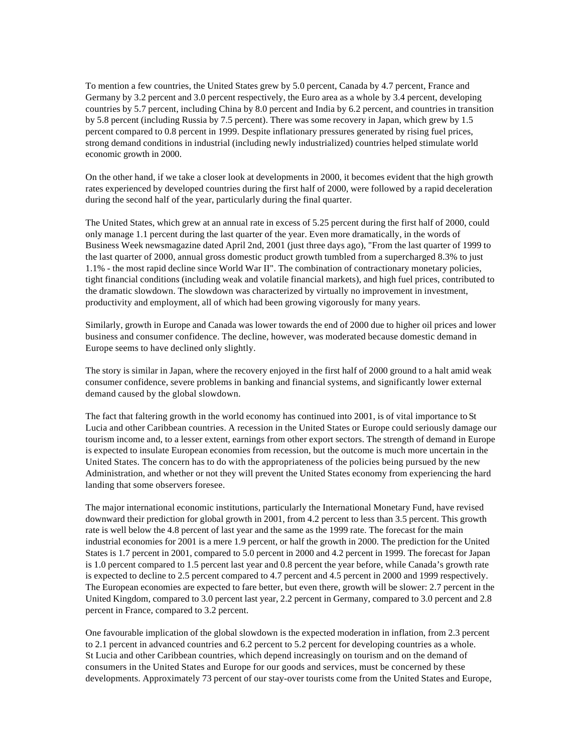To mention a few countries, the United States grew by 5.0 percent, Canada by 4.7 percent, France and Germany by 3.2 percent and 3.0 percent respectively, the Euro area as a whole by 3.4 percent, developing countries by 5.7 percent, including China by 8.0 percent and India by 6.2 percent, and countries in transition by 5.8 percent (including Russia by 7.5 percent). There was some recovery in Japan, which grew by 1.5 percent compared to 0.8 percent in 1999. Despite inflationary pressures generated by rising fuel prices, strong demand conditions in industrial (including newly industrialized) countries helped stimulate world economic growth in 2000.

On the other hand, if we take a closer look at developments in 2000, it becomes evident that the high growth rates experienced by developed countries during the first half of 2000, were followed by a rapid deceleration during the second half of the year, particularly during the final quarter.

The United States, which grew at an annual rate in excess of 5.25 percent during the first half of 2000, could only manage 1.1 percent during the last quarter of the year. Even more dramatically, in the words of Business Week newsmagazine dated April 2nd, 2001 (just three days ago), "From the last quarter of 1999 to the last quarter of 2000, annual gross domestic product growth tumbled from a supercharged 8.3% to just 1.1% - the most rapid decline since World War II". The combination of contractionary monetary policies, tight financial conditions (including weak and volatile financial markets), and high fuel prices, contributed to the dramatic slowdown. The slowdown was characterized by virtually no improvement in investment, productivity and employment, all of which had been growing vigorously for many years.

Similarly, growth in Europe and Canada was lower towards the end of 2000 due to higher oil prices and lower business and consumer confidence. The decline, however, was moderated because domestic demand in Europe seems to have declined only slightly.

The story is similar in Japan, where the recovery enjoyed in the first half of 2000 ground to a halt amid weak consumer confidence, severe problems in banking and financial systems, and significantly lower external demand caused by the global slowdown.

The fact that faltering growth in the world economy has continued into 2001, is of vital importance to St Lucia and other Caribbean countries. A recession in the United States or Europe could seriously damage our tourism income and, to a lesser extent, earnings from other export sectors. The strength of demand in Europe is expected to insulate European economies from recession, but the outcome is much more uncertain in the United States. The concern has to do with the appropriateness of the policies being pursued by the new Administration, and whether or not they will prevent the United States economy from experiencing the hard landing that some observers foresee.

The major international economic institutions, particularly the International Monetary Fund, have revised downward their prediction for global growth in 2001, from 4.2 percent to less than 3.5 percent. This growth rate is well below the 4.8 percent of last year and the same as the 1999 rate. The forecast for the main industrial economies for 2001 is a mere 1.9 percent, or half the growth in 2000. The prediction for the United States is 1.7 percent in 2001, compared to 5.0 percent in 2000 and 4.2 percent in 1999. The forecast for Japan is 1.0 percent compared to 1.5 percent last year and 0.8 percent the year before, while Canada's growth rate is expected to decline to 2.5 percent compared to 4.7 percent and 4.5 percent in 2000 and 1999 respectively. The European economies are expected to fare better, but even there, growth will be slower: 2.7 percent in the United Kingdom, compared to 3.0 percent last year, 2.2 percent in Germany, compared to 3.0 percent and 2.8 percent in France, compared to 3.2 percent.

One favourable implication of the global slowdown is the expected moderation in inflation, from 2.3 percent to 2.1 percent in advanced countries and 6.2 percent to 5.2 percent for developing countries as a whole. St Lucia and other Caribbean countries, which depend increasingly on tourism and on the demand of consumers in the United States and Europe for our goods and services, must be concerned by these developments. Approximately 73 percent of our stay-over tourists come from the United States and Europe,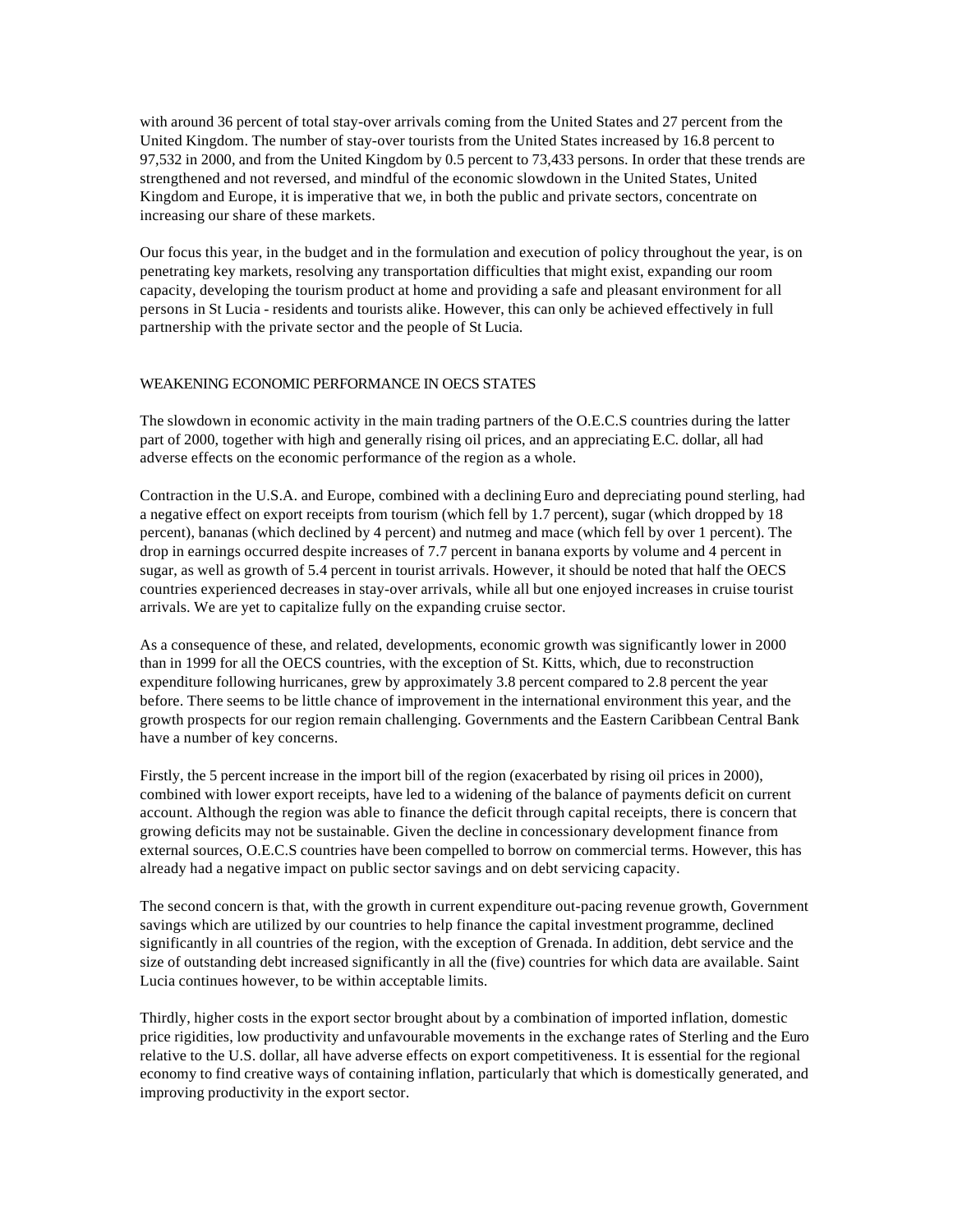with around 36 percent of total stay-over arrivals coming from the United States and 27 percent from the United Kingdom. The number of stay-over tourists from the United States increased by 16.8 percent to 97,532 in 2000, and from the United Kingdom by 0.5 percent to 73,433 persons. In order that these trends are strengthened and not reversed, and mindful of the economic slowdown in the United States, United Kingdom and Europe, it is imperative that we, in both the public and private sectors, concentrate on increasing our share of these markets.

Our focus this year, in the budget and in the formulation and execution of policy throughout the year, is on penetrating key markets, resolving any transportation difficulties that might exist, expanding our room capacity, developing the tourism product at home and providing a safe and pleasant environment for all persons in St Lucia - residents and tourists alike. However, this can only be achieved effectively in full partnership with the private sector and the people of St Lucia.

## WEAKENING ECONOMIC PERFORMANCE IN OECS STATES

The slowdown in economic activity in the main trading partners of the O.E.C.S countries during the latter part of 2000, together with high and generally rising oil prices, and an appreciating E.C. dollar, all had adverse effects on the economic performance of the region as a whole.

Contraction in the U.S.A. and Europe, combined with a declining Euro and depreciating pound sterling, had a negative effect on export receipts from tourism (which fell by 1.7 percent), sugar (which dropped by 18 percent), bananas (which declined by 4 percent) and nutmeg and mace (which fell by over 1 percent). The drop in earnings occurred despite increases of 7.7 percent in banana exports by volume and 4 percent in sugar, as well as growth of 5.4 percent in tourist arrivals. However, it should be noted that half the OECS countries experienced decreases in stay-over arrivals, while all but one enjoyed increases in cruise tourist arrivals. We are yet to capitalize fully on the expanding cruise sector.

As a consequence of these, and related, developments, economic growth was significantly lower in 2000 than in 1999 for all the OECS countries, with the exception of St. Kitts, which, due to reconstruction expenditure following hurricanes, grew by approximately 3.8 percent compared to 2.8 percent the year before. There seems to be little chance of improvement in the international environment this year, and the growth prospects for our region remain challenging. Governments and the Eastern Caribbean Central Bank have a number of key concerns.

Firstly, the 5 percent increase in the import bill of the region (exacerbated by rising oil prices in 2000), combined with lower export receipts, have led to a widening of the balance of payments deficit on current account. Although the region was able to finance the deficit through capital receipts, there is concern that growing deficits may not be sustainable. Given the decline in concessionary development finance from external sources, O.E.C.S countries have been compelled to borrow on commercial terms. However, this has already had a negative impact on public sector savings and on debt servicing capacity.

The second concern is that, with the growth in current expenditure out-pacing revenue growth, Government savings which are utilized by our countries to help finance the capital investment programme, declined significantly in all countries of the region, with the exception of Grenada. In addition, debt service and the size of outstanding debt increased significantly in all the (five) countries for which data are available. Saint Lucia continues however, to be within acceptable limits.

Thirdly, higher costs in the export sector brought about by a combination of imported inflation, domestic price rigidities, low productivity and unfavourable movements in the exchange rates of Sterling and the Euro relative to the U.S. dollar, all have adverse effects on export competitiveness. It is essential for the regional economy to find creative ways of containing inflation, particularly that which is domestically generated, and improving productivity in the export sector.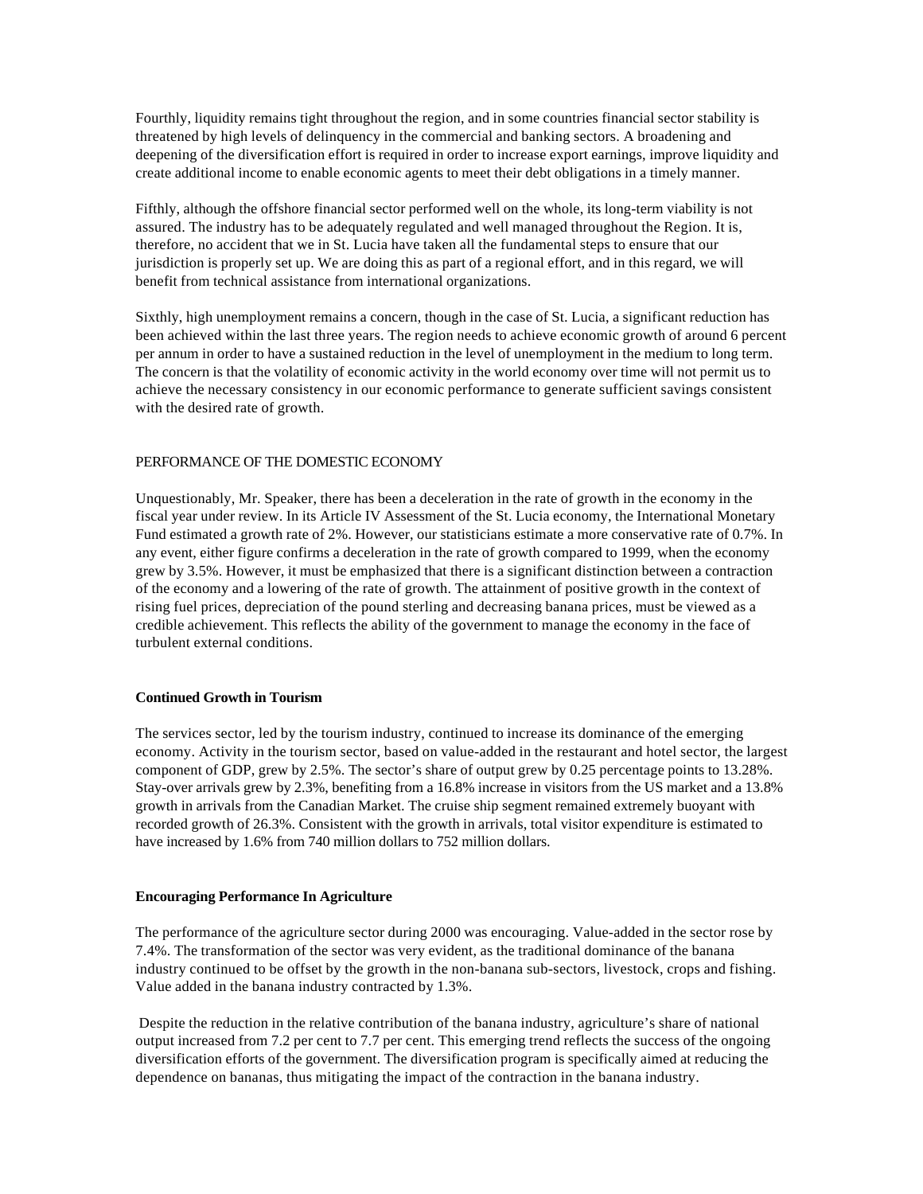Fourthly, liquidity remains tight throughout the region, and in some countries financial sector stability is threatened by high levels of delinquency in the commercial and banking sectors. A broadening and deepening of the diversification effort is required in order to increase export earnings, improve liquidity and create additional income to enable economic agents to meet their debt obligations in a timely manner.

Fifthly, although the offshore financial sector performed well on the whole, its long-term viability is not assured. The industry has to be adequately regulated and well managed throughout the Region. It is, therefore, no accident that we in St. Lucia have taken all the fundamental steps to ensure that our jurisdiction is properly set up. We are doing this as part of a regional effort, and in this regard, we will benefit from technical assistance from international organizations.

Sixthly, high unemployment remains a concern, though in the case of St. Lucia, a significant reduction has been achieved within the last three years. The region needs to achieve economic growth of around 6 percent per annum in order to have a sustained reduction in the level of unemployment in the medium to long term. The concern is that the volatility of economic activity in the world economy over time will not permit us to achieve the necessary consistency in our economic performance to generate sufficient savings consistent with the desired rate of growth.

## PERFORMANCE OF THE DOMESTIC ECONOMY

Unquestionably, Mr. Speaker, there has been a deceleration in the rate of growth in the economy in the fiscal year under review. In its Article IV Assessment of the St. Lucia economy, the International Monetary Fund estimated a growth rate of 2%. However, our statisticians estimate a more conservative rate of 0.7%. In any event, either figure confirms a deceleration in the rate of growth compared to 1999, when the economy grew by 3.5%. However, it must be emphasized that there is a significant distinction between a contraction of the economy and a lowering of the rate of growth. The attainment of positive growth in the context of rising fuel prices, depreciation of the pound sterling and decreasing banana prices, must be viewed as a credible achievement. This reflects the ability of the government to manage the economy in the face of turbulent external conditions.

### Continued Growth in Tourism

The services sector, led by the tourism industry, continued to increase its dominance of the emerging economy. Activity in the tourism sector, based on value-added in the restaurant and hotel sector, the largest component of GDP, grew by 2.5%. The sector's share of output grew by 0.25 percentage points to 13.28%. Stay-over arrivals grew by 2.3%, benefiting from a 16.8% increase in visitors from the US market and a 13.8% growth in arrivals from the Canadian Market. The cruise ship segment remained extremely buoyant with recorded growth of 26.3%. Consistent with the growth in arrivals, total visitor expenditure is estimated to have increased by 1.6% from 740 million dollars to 752 million dollars.

### Encouraging Performance In Agriculture

The performance of the agriculture sector during 2000 was encouraging. Value-added in the sector rose by 7.4%. The transformation of the sector was very evident, as the traditional dominance of the banana industry continued to be offset by the growth in the non-banana sub-sectors, livestock, crops and fishing. Value added in the banana industry contracted by 1.3%.

Despite the reduction in the relative contribution of the banana industry, agriculture's share of national output increased from 7.2 per cent to 7.7 per cent. This emerging trend reflects the success of the ongoing diversification efforts of the government. The diversification program is specifically aimed at reducing the dependence on bananas, thus mitigating the impact of the contraction in the banana industry.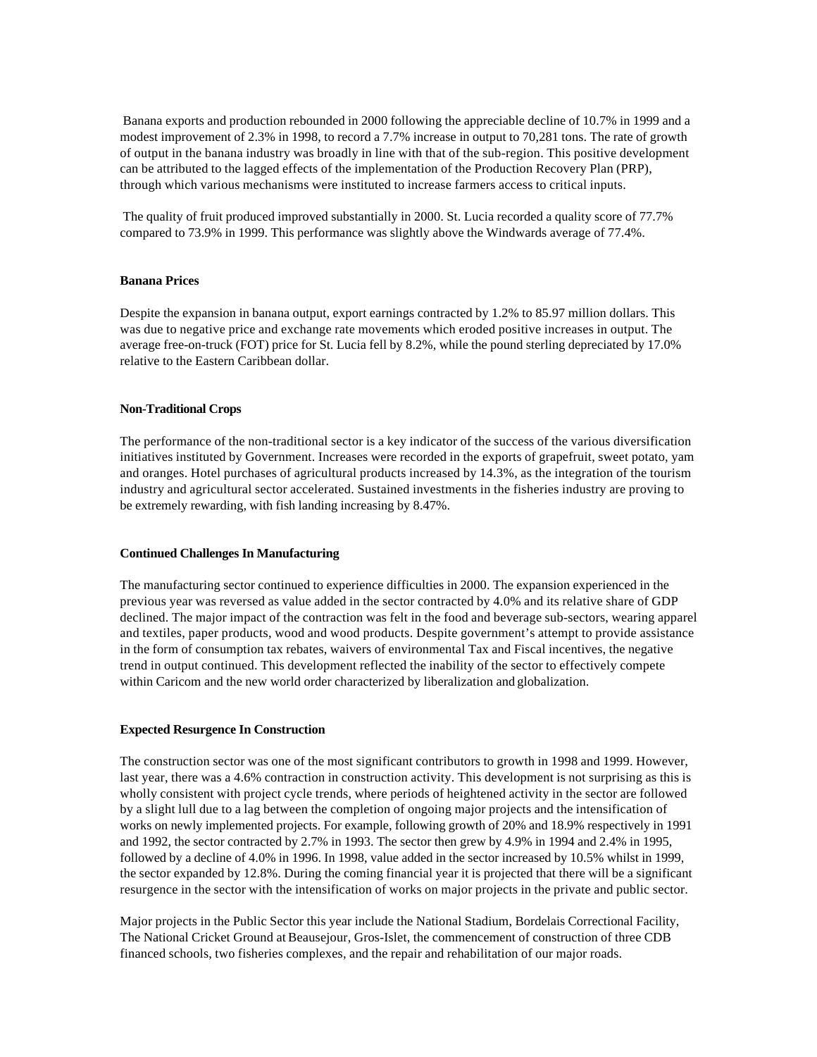Banana exports and production rebounded in 2000 following the appreciable decline of 10.7% in 1999 and a modest improvement of 2.3% in 1998, to record a 7.7% increase in output to 70,281 tons. The rate of growth of output in the banana industry was broadly in line with that of the sub-region. This positive development can be attributed to the lagged effects of the implementation of the Production Recovery Plan (PRP), through which various mechanisms were instituted to increase farmers access to critical inputs.

The quality of fruit produced improved substantially in 2000. St. Lucia recorded a quality score of 77.7% compared to 73.9% in 1999. This performance was slightly above the Windwards average of 77.4%.

**Banana Prices**

Despite the expansion in banana output, export earnings contracted by 1.2% to 85.97 million dollars. This was due to negative price and exchange rate movements which eroded positive increases in output. The average free-on-truck (FOT) price for St. Lucia fell by 8.2%, while the pound sterling depreciated by 17.0% relative to the Eastern Caribbean dollar.

**Non-Traditional Crops**

The performance of the non-traditional sector is a key indicator of the success of the various diversification initiatives instituted by Government. Increases were recorded in the exports of grapefruit, sweet potato, yam and oranges. Hotel purchases of agricultural products increased by 14.3%, as the integration of the tourism industry and agricultural sector accelerated. Sustained investments in the fisheries industry are proving to be extremely rewarding, with fish landing increasing by 8.47%.

**Continued Challenges In Manufacturing**

The manufacturing sector continued to experience difficulties in 2000. The expansion experienced in the previous year was reversed as value added in the sector contracted by 4.0% and its relative share of GDP declined. The major impact of the contraction was felt in the food and beverage sub-sectors, wearing apparel and textiles, paper products, wood and wood products. Despite government's attempt to provide assistance in the form of consumption tax rebates, waivers of environmental Tax and Fiscal incentives, the negative trend in output continued. This development reflected the inability of the sector to effectively compete within Caricom and the new world order characterized by liberalization and globalization.

**Expected Resurgence In Construction**

The construction sector was one of the most significant contributors to growth in 1998 and 1999. However, last year, there was a 4.6% contraction in construction activity. This development is not surprising as this is wholly consistent with project cycle trends, where periods of heightened activity in the sector are followed by a slight lull due to a lag between the completion of ongoing major projects and the intensification of works on newly implemented projects. For example, following growth of 20% and 18.9% respectively in 1991 and 1992, the sector contracted by 2.7% in 1993. The sector then grew by 4.9% in 1994 and 2.4% in 1995, followed by a decline of 4.0% in 1996. In 1998, value added in the sector increased by 10.5% whilst in 1999, the sector expanded by 12.8%. During the coming financial year it is projected that there will be a significant resurgence in the sector with the intensification of works on major projects in the private and public sector.

Major projects in the Public Sector this year include the National Stadium, Bordelais Correctional Facility, The National Cricket Ground at Beausejour, Gros-Islet, the commencement of construction of three CDB financed schools, two fisheries complexes, and the repair and rehabilitation of our major roads.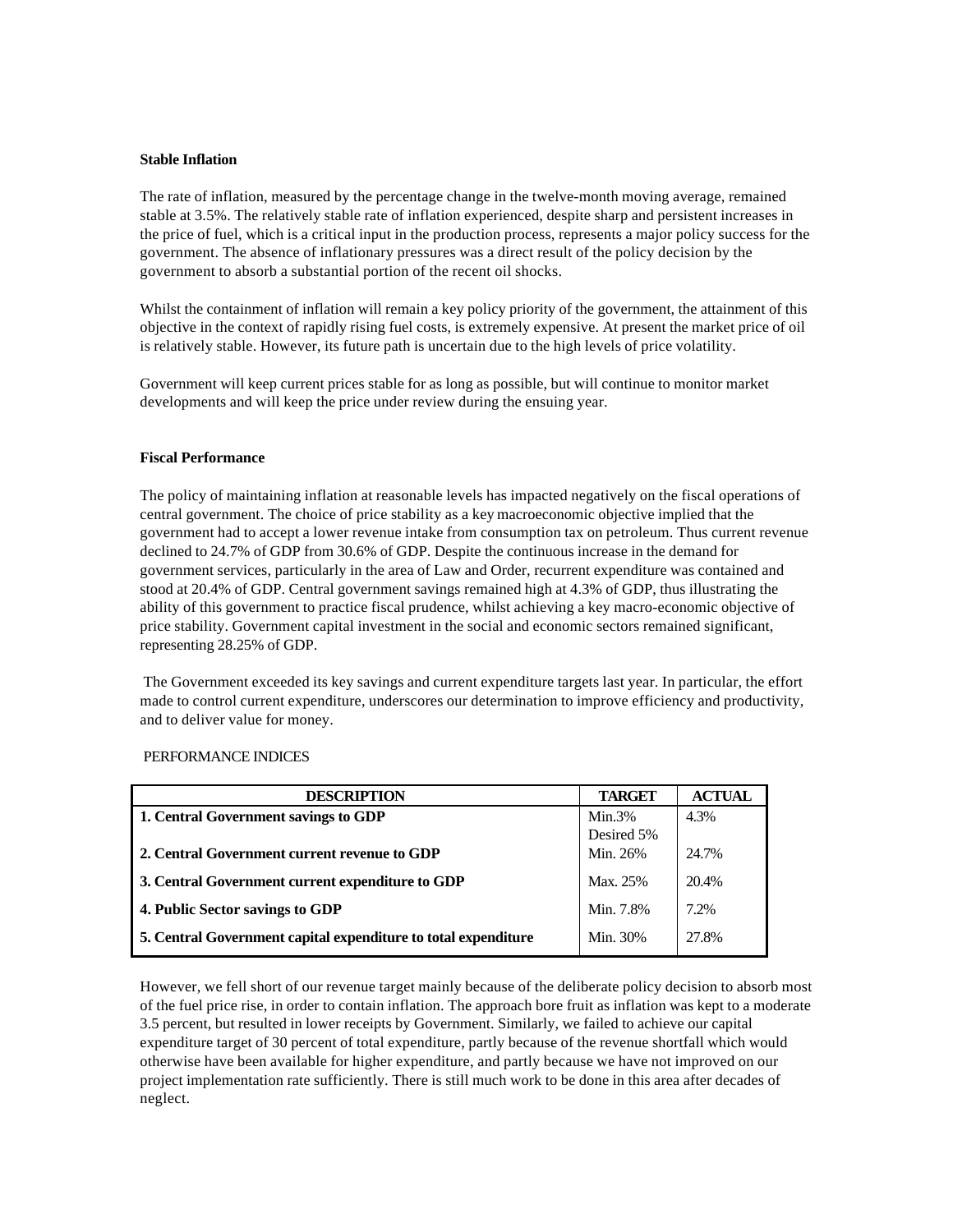**Stable Inflation**

The rate of inflation, measured by the percentage change in the twelve-month moving average, remained stable at 3.5%. The relatively stable rate of inflation experienced, despite sharp and persistent increases in the price of fuel, which is a critical input in the production process, represents a major policy success for the government. The absence of inflationary pressures was a direct result of the policy decision by the government to absorb a substantial portion of the recent oil shocks.

Whilst the containment of inflation will remain a key policy priority of the government, the attainment of this objective in the context of rapidly rising fuel costs, is extremely expensive. At present the market price of oil is relatively stable. However, its future path is uncertain due to the high levels of price volatility.

Government will keep current prices stable for as long as possible, but will continue to monitor market developments and will keep the price under review during the ensuing year.

**Fiscal Performance**

The policy of maintaining inflation at reasonable levels has impacted negatively on the fiscal operations of central government. The choice of price stability as a key macroeconomic objective implied that the government had to accept a lower revenue intake from consumption tax on petroleum. Thus current revenue declined to 24.7% of GDP from 30.6% of GDP. Despite the continuous increase in the demand for government services, particularly in the area of Law and Order, recurrent expenditure was contained and stood at 20.4% of GDP. Central government savings remained high at 4.3% of GDP, thus illustrating the ability of this government to practice fiscal prudence, whilst achieving a key macro-economic objective of price stability. Government capital investment in the social and economic sectors remained significant, representing 28.25% of GDP.

The Government exceeded its key savings and current expenditure targets last year. In particular, the effort made to control current expenditure, underscores our determination to improve efficiency and productivity, and to deliver value for money.

PERFORMANCE INDICES

| DESCRIPTION | TARGET | ACTUAL |
|---|---|---|
| **1. Central Government savings to GDP** | Min.3% Desired 5% | 4.3% |
| **2. Central Government current revenue to GDP** | Min. 26% | 24.7% |
| **3. Central Government current expenditure to GDP** | Max. 25% | 20.4% |
| **4. Public Sector savings to GDP** | Min. 7.8% | 7.2% |
| **5. Central Government capital expenditure to total expenditure** | Min. 30% | 27.8% |

However, we fell short of our revenue target mainly because of the deliberate policy decision to absorb most of the fuel price rise, in order to contain inflation. The approach bore fruit as inflation was kept to a moderate 3.5 percent, but resulted in lower receipts by Government. Similarly, we failed to achieve our capital expenditure target of 30 percent of total expenditure, partly because of the revenue shortfall which would otherwise have been available for higher expenditure, and partly because we have not improved on our project implementation rate sufficiently. There is still much work to be done in this area after decades of neglect.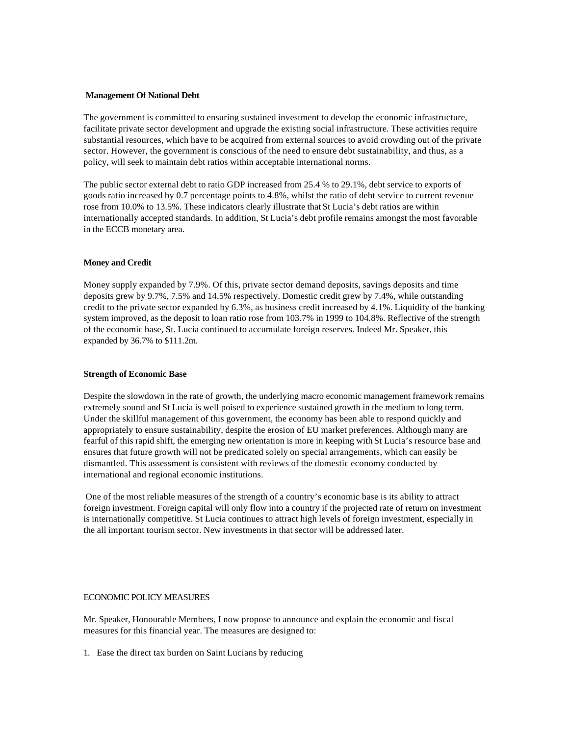**Management Of National Debt**

The government is committed to ensuring sustained investment to develop the economic infrastructure, facilitate private sector development and upgrade the existing social infrastructure. These activities require substantial resources, which have to be acquired from external sources to avoid crowding out of the private sector. However, the government is conscious of the need to ensure debt sustainability, and thus, as a policy, will seek to maintain debt ratios within acceptable international norms.

The public sector external debt to ratio GDP increased from 25.4 % to 29.1%, debt service to exports of goods ratio increased by 0.7 percentage points to 4.8%, whilst the ratio of debt service to current revenue rose from 10.0% to 13.5%. These indicators clearly illustrate that St Lucia's debt ratios are within internationally accepted standards. In addition, St Lucia's debt profile remains amongst the most favorable in the ECCB monetary area.

**Money and Credit**

Money supply expanded by 7.9%. Of this, private sector demand deposits, savings deposits and time deposits grew by 9.7%, 7.5% and 14.5% respectively. Domestic credit grew by 7.4%, while outstanding credit to the private sector expanded by 6.3%, as business credit increased by 4.1%. Liquidity of the banking system improved, as the deposit to loan ratio rose from 103.7% in 1999 to 104.8%. Reflective of the strength of the economic base, St. Lucia continued to accumulate foreign reserves. Indeed Mr. Speaker, this expanded by 36.7% to $111.2m.

**Strength of Economic Base**

Despite the slowdown in the rate of growth, the underlying macro economic management framework remains extremely sound and St Lucia is well poised to experience sustained growth in the medium to long term. Under the skillful management of this government, the economy has been able to respond quickly and appropriately to ensure sustainability, despite the erosion of EU market preferences. Although many are fearful of this rapid shift, the emerging new orientation is more in keeping with St Lucia's resource base and ensures that future growth will not be predicated solely on special arrangements, which can easily be dismantled. This assessment is consistent with reviews of the domestic economy conducted by international and regional economic institutions.

One of the most reliable measures of the strength of a country's economic base is its ability to attract foreign investment. Foreign capital will only flow into a country if the projected rate of return on investment is internationally competitive. St Lucia continues to attract high levels of foreign investment, especially in the all important tourism sector. New investments in that sector will be addressed later.

ECONOMIC POLICY MEASURES

Mr. Speaker, Honourable Members, I now propose to announce and explain the economic and fiscal measures for this financial year. The measures are designed to:

1. Ease the direct tax burden on Saint Lucians by reducing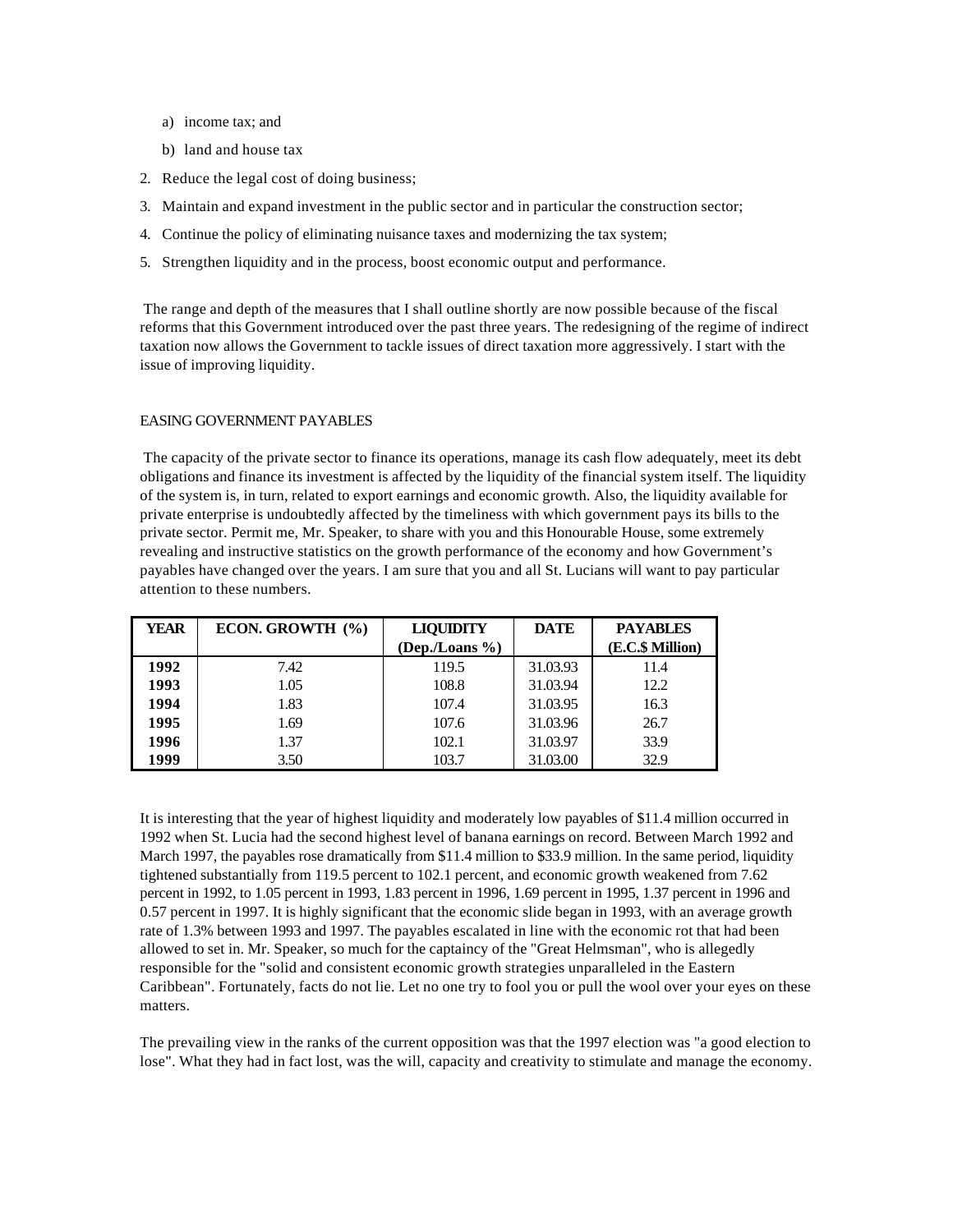a) income tax; and

b) land and house tax

2. Reduce the legal cost of doing business;
3. Maintain and expand investment in the public sector and in particular the construction sector;
4. Continue the policy of eliminating nuisance taxes and modernizing the tax system;
5. Strengthen liquidity and in the process, boost economic output and performance.

The range and depth of the measures that I shall outline shortly are now possible because of the fiscal reforms that this Government introduced over the past three years. The redesigning of the regime of indirect taxation now allows the Government to tackle issues of direct taxation more aggressively. I start with the issue of improving liquidity.

EASING GOVERNMENT PAYABLES

The capacity of the private sector to finance its operations, manage its cash flow adequately, meet its debt obligations and finance its investment is affected by the liquidity of the financial system itself. The liquidity of the system is, in turn, related to export earnings and economic growth. Also, the liquidity available for private enterprise is undoubtedly affected by the timeliness with which government pays its bills to the private sector. Permit me, Mr. Speaker, to share with you and this Honourable House, some extremely revealing and instructive statistics on the growth performance of the economy and how Government's payables have changed over the years. I am sure that you and all St. Lucians will want to pay particular attention to these numbers.

| YEAR | ECON. GROWTH (%) | LIQUIDITY (Dep./Loans %) | DATE | PAYABLES (E.C.$ Million) |
|---|---|---|---|---|
| 1992 | 7.42 | 119.5 | 31.03.93 | 11.4 |
| 1993 | 1.05 | 108.8 | 31.03.94 | 12.2 |
| 1994 | 1.83 | 107.4 | 31.03.95 | 16.3 |
| 1995 | 1.69 | 107.6 | 31.03.96 | 26.7 |
| 1996 | 1.37 | 102.1 | 31.03.97 | 33.9 |
| 1999 | 3.50 | 103.7 | 31.03.00 | 32.9 |

It is interesting that the year of highest liquidity and moderately low payables of $11.4 million occurred in 1992 when St. Lucia had the second highest level of banana earnings on record. Between March 1992 and March 1997, the payables rose dramatically from $11.4 million to $33.9 million. In the same period, liquidity tightened substantially from 119.5 percent to 102.1 percent, and economic growth weakened from 7.62 percent in 1992, to 1.05 percent in 1993, 1.83 percent in 1996, 1.69 percent in 1995, 1.37 percent in 1996 and 0.57 percent in 1997. It is highly significant that the economic slide began in 1993, with an average growth rate of 1.3% between 1993 and 1997. The payables escalated in line with the economic rot that had been allowed to set in. Mr. Speaker, so much for the captaincy of the "Great Helmsman", who is allegedly responsible for the "solid and consistent economic growth strategies unparalleled in the Eastern Caribbean". Fortunately, facts do not lie. Let no one try to fool you or pull the wool over your eyes on these matters.

The prevailing view in the ranks of the current opposition was that the 1997 election was "a good election to lose". What they had in fact lost, was the will, capacity and creativity to stimulate and manage the economy.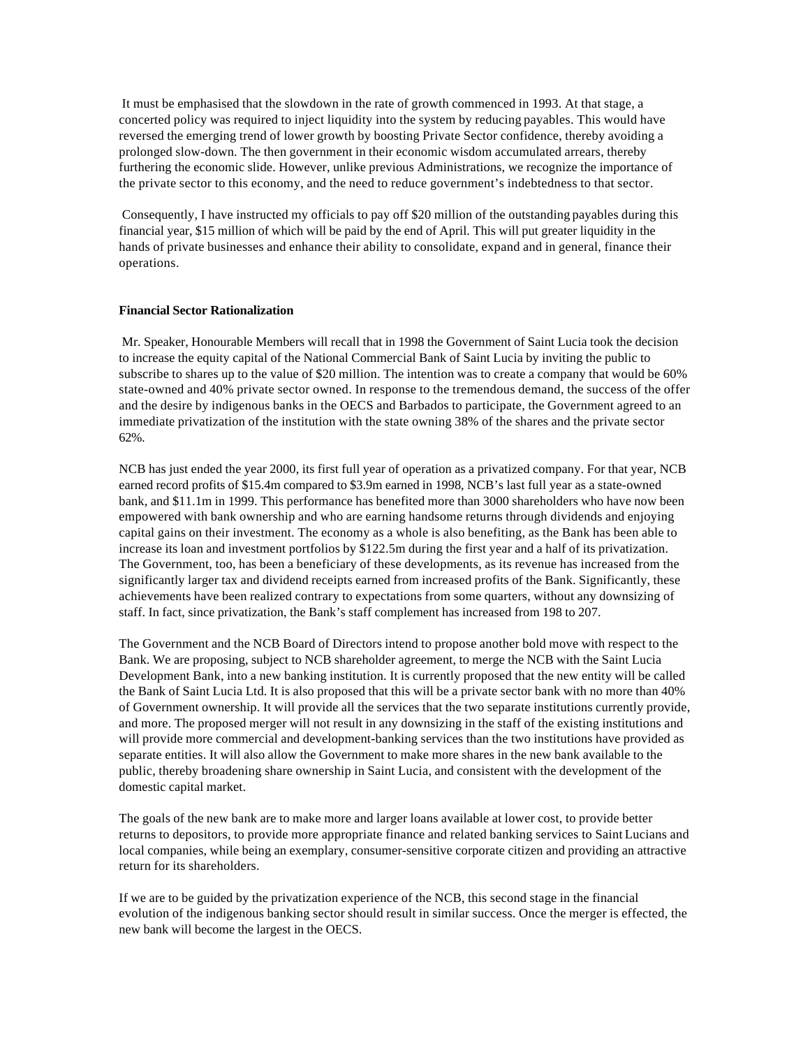It must be emphasised that the slowdown in the rate of growth commenced in 1993. At that stage, a concerted policy was required to inject liquidity into the system by reducing payables. This would have reversed the emerging trend of lower growth by boosting Private Sector confidence, thereby avoiding a prolonged slow-down. The then government in their economic wisdom accumulated arrears, thereby furthering the economic slide. However, unlike previous Administrations, we recognize the importance of the private sector to this economy, and the need to reduce government's indebtedness to that sector.

Consequently, I have instructed my officials to pay off $20 million of the outstanding payables during this financial year, $15 million of which will be paid by the end of April. This will put greater liquidity in the hands of private businesses and enhance their ability to consolidate, expand and in general, finance their operations.

**Financial Sector Rationalization**

Mr. Speaker, Honourable Members will recall that in 1998 the Government of Saint Lucia took the decision to increase the equity capital of the National Commercial Bank of Saint Lucia by inviting the public to subscribe to shares up to the value of $20 million. The intention was to create a company that would be 60% state-owned and 40% private sector owned. In response to the tremendous demand, the success of the offer and the desire by indigenous banks in the OECS and Barbados to participate, the Government agreed to an immediate privatization of the institution with the state owning 38% of the shares and the private sector 62%.

NCB has just ended the year 2000, its first full year of operation as a privatized company. For that year, NCB earned record profits of $15.4m compared to $3.9m earned in 1998, NCB's last full year as a state-owned bank, and $11.1m in 1999. This performance has benefited more than 3000 shareholders who have now been empowered with bank ownership and who are earning handsome returns through dividends and enjoying capital gains on their investment. The economy as a whole is also benefiting, as the Bank has been able to increase its loan and investment portfolios by $122.5m during the first year and a half of its privatization. The Government, too, has been a beneficiary of these developments, as its revenue has increased from the significantly larger tax and dividend receipts earned from increased profits of the Bank. Significantly, these achievements have been realized contrary to expectations from some quarters, without any downsizing of staff. In fact, since privatization, the Bank's staff complement has increased from 198 to 207.

The Government and the NCB Board of Directors intend to propose another bold move with respect to the Bank. We are proposing, subject to NCB shareholder agreement, to merge the NCB with the Saint Lucia Development Bank, into a new banking institution. It is currently proposed that the new entity will be called the Bank of Saint Lucia Ltd. It is also proposed that this will be a private sector bank with no more than 40% of Government ownership. It will provide all the services that the two separate institutions currently provide, and more. The proposed merger will not result in any downsizing in the staff of the existing institutions and will provide more commercial and development-banking services than the two institutions have provided as separate entities. It will also allow the Government to make more shares in the new bank available to the public, thereby broadening share ownership in Saint Lucia, and consistent with the development of the domestic capital market.

The goals of the new bank are to make more and larger loans available at lower cost, to provide better returns to depositors, to provide more appropriate finance and related banking services to Saint Lucians and local companies, while being an exemplary, consumer-sensitive corporate citizen and providing an attractive return for its shareholders.

If we are to be guided by the privatization experience of the NCB, this second stage in the financial evolution of the indigenous banking sector should result in similar success. Once the merger is effected, the new bank will become the largest in the OECS.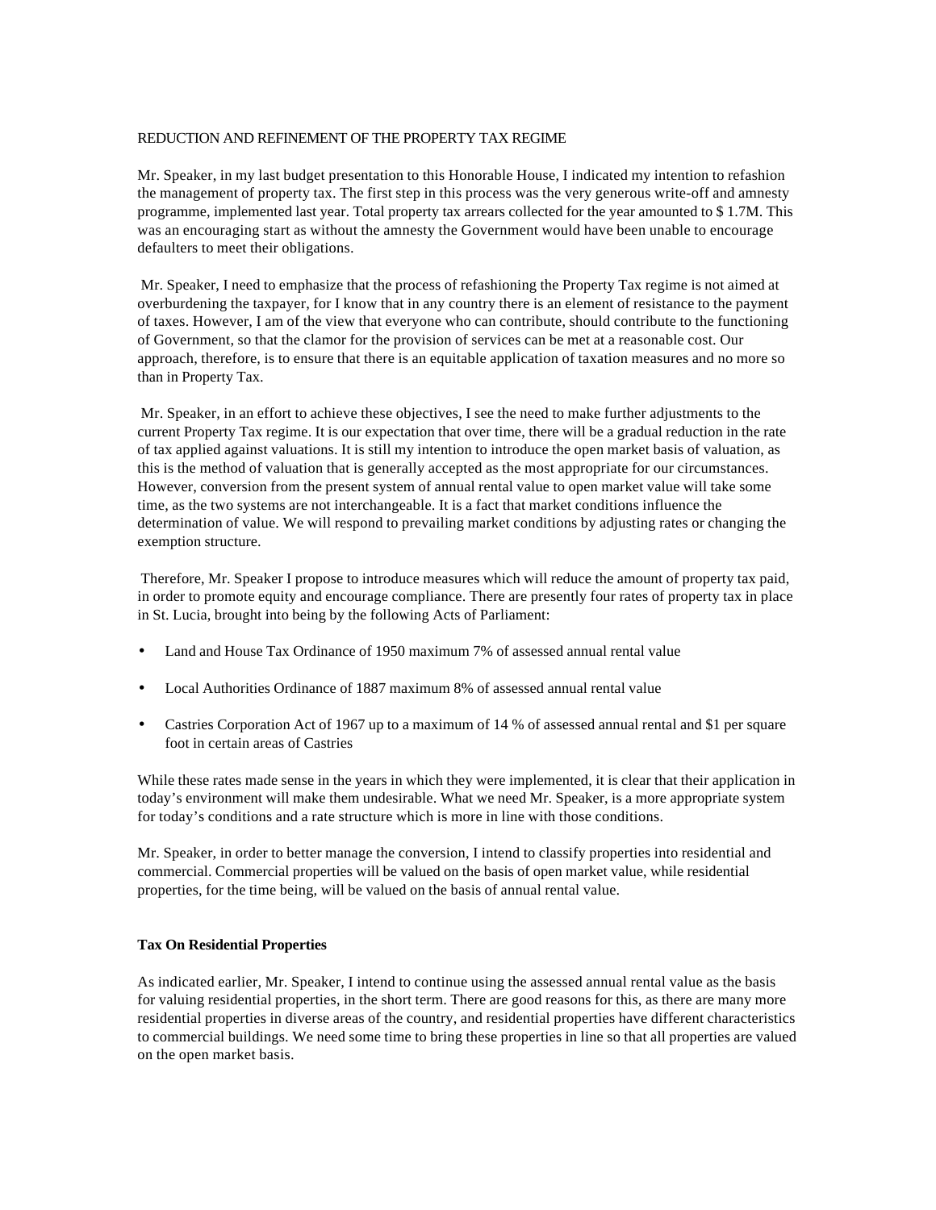REDUCTION AND REFINEMENT OF THE PROPERTY TAX REGIME

Mr. Speaker, in my last budget presentation to this Honorable House, I indicated my intention to refashion the management of property tax. The first step in this process was the very generous write-off and amnesty programme, implemented last year. Total property tax arrears collected for the year amounted to $ 1.7M. This was an encouraging start as without the amnesty the Government would have been unable to encourage defaulters to meet their obligations.

Mr. Speaker, I need to emphasize that the process of refashioning the Property Tax regime is not aimed at overburdening the taxpayer, for I know that in any country there is an element of resistance to the payment of taxes. However, I am of the view that everyone who can contribute, should contribute to the functioning of Government, so that the clamor for the provision of services can be met at a reasonable cost. Our approach, therefore, is to ensure that there is an equitable application of taxation measures and no more so than in Property Tax.

Mr. Speaker, in an effort to achieve these objectives, I see the need to make further adjustments to the current Property Tax regime. It is our expectation that over time, there will be a gradual reduction in the rate of tax applied against valuations. It is still my intention to introduce the open market basis of valuation, as this is the method of valuation that is generally accepted as the most appropriate for our circumstances. However, conversion from the present system of annual rental value to open market value will take some time, as the two systems are not interchangeable. It is a fact that market conditions influence the determination of value. We will respond to prevailing market conditions by adjusting rates or changing the exemption structure.

Therefore, Mr. Speaker I propose to introduce measures which will reduce the amount of property tax paid, in order to promote equity and encourage compliance. There are presently four rates of property tax in place in St. Lucia, brought into being by the following Acts of Parliament:

- Land and House Tax Ordinance of 1950 maximum 7% of assessed annual rental value
- Local Authorities Ordinance of 1887 maximum 8% of assessed annual rental value
- Castries Corporation Act of 1967 up to a maximum of 14 % of assessed annual rental and $1 per square foot in certain areas of Castries

While these rates made sense in the years in which they were implemented, it is clear that their application in today's environment will make them undesirable. What we need Mr. Speaker, is a more appropriate system for today's conditions and a rate structure which is more in line with those conditions.

Mr. Speaker, in order to better manage the conversion, I intend to classify properties into residential and commercial. Commercial properties will be valued on the basis of open market value, while residential properties, for the time being, will be valued on the basis of annual rental value.

**Tax On Residential Properties**

As indicated earlier, Mr. Speaker, I intend to continue using the assessed annual rental value as the basis for valuing residential properties, in the short term. There are good reasons for this, as there are many more residential properties in diverse areas of the country, and residential properties have different characteristics to commercial buildings. We need some time to bring these properties in line so that all properties are valued on the open market basis.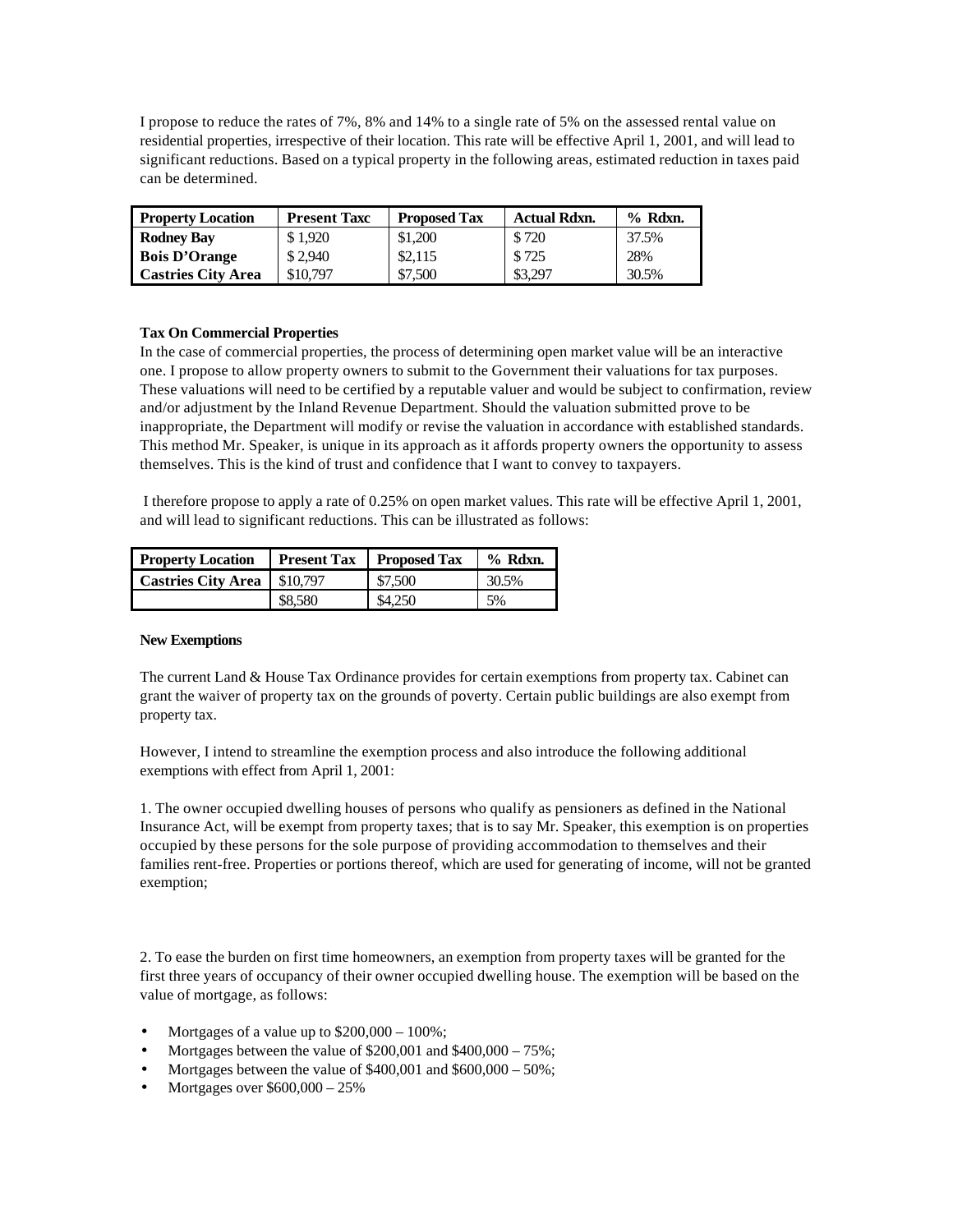I propose to reduce the rates of 7%, 8% and 14% to a single rate of 5% on the assessed rental value on residential properties, irrespective of their location. This rate will be effective April 1, 2001, and will lead to significant reductions. Based on a typical property in the following areas, estimated reduction in taxes paid can be determined.

| Property Location | Present Taxc | Proposed Tax | Actual Rdxn. | % Rdxn. |
|---|---|---|---|---|
| **Rodney Bay** | $ 1,920 | $1,200 | $ 720 | 37.5% |
| **Bois D'Orange** | $ 2,940 | $2,115 | $ 725 | 28% |
| **Castries City Area** | $10,797 | $7,500 | $3,297 | 30.5% |

**Tax On Commercial Properties**

In the case of commercial properties, the process of determining open market value will be an interactive one. I propose to allow property owners to submit to the Government their valuations for tax purposes. These valuations will need to be certified by a reputable valuer and would be subject to confirmation, review and/or adjustment by the Inland Revenue Department. Should the valuation submitted prove to be inappropriate, the Department will modify or revise the valuation in accordance with established standards. This method Mr. Speaker, is unique in its approach as it affords property owners the opportunity to assess themselves. This is the kind of trust and confidence that I want to convey to taxpayers.

I therefore propose to apply a rate of 0.25% on open market values. This rate will be effective April 1, 2001, and will lead to significant reductions. This can be illustrated as follows:

| Property Location | Present Tax | Proposed Tax | % Rdxn. |
|---|---|---|---|
| **Castries City Area** | $10,797 | $7,500 | 30.5% |
| | $8,580 | $4,250 | 5% |

**New Exemptions**

The current Land & House Tax Ordinance provides for certain exemptions from property tax. Cabinet can grant the waiver of property tax on the grounds of poverty. Certain public buildings are also exempt from property tax.

However, I intend to streamline the exemption process and also introduce the following additional exemptions with effect from April 1, 2001:

1. The owner occupied dwelling houses of persons who qualify as pensioners as defined in the National Insurance Act, will be exempt from property taxes; that is to say Mr. Speaker, this exemption is on properties occupied by these persons for the sole purpose of providing accommodation to themselves and their families rent-free. Properties or portions thereof, which are used for generating of income, will not be granted exemption;

2. To ease the burden on first time homeowners, an exemption from property taxes will be granted for the first three years of occupancy of their owner occupied dwelling house. The exemption will be based on the value of mortgage, as follows:

- Mortgages of a value up to $200,000 – 100%;
- Mortgages between the value of $200,001 and $400,000 – 75%;
- Mortgages between the value of $400,001 and $600,000 – 50%;
- Mortgages over $600,000 – 25%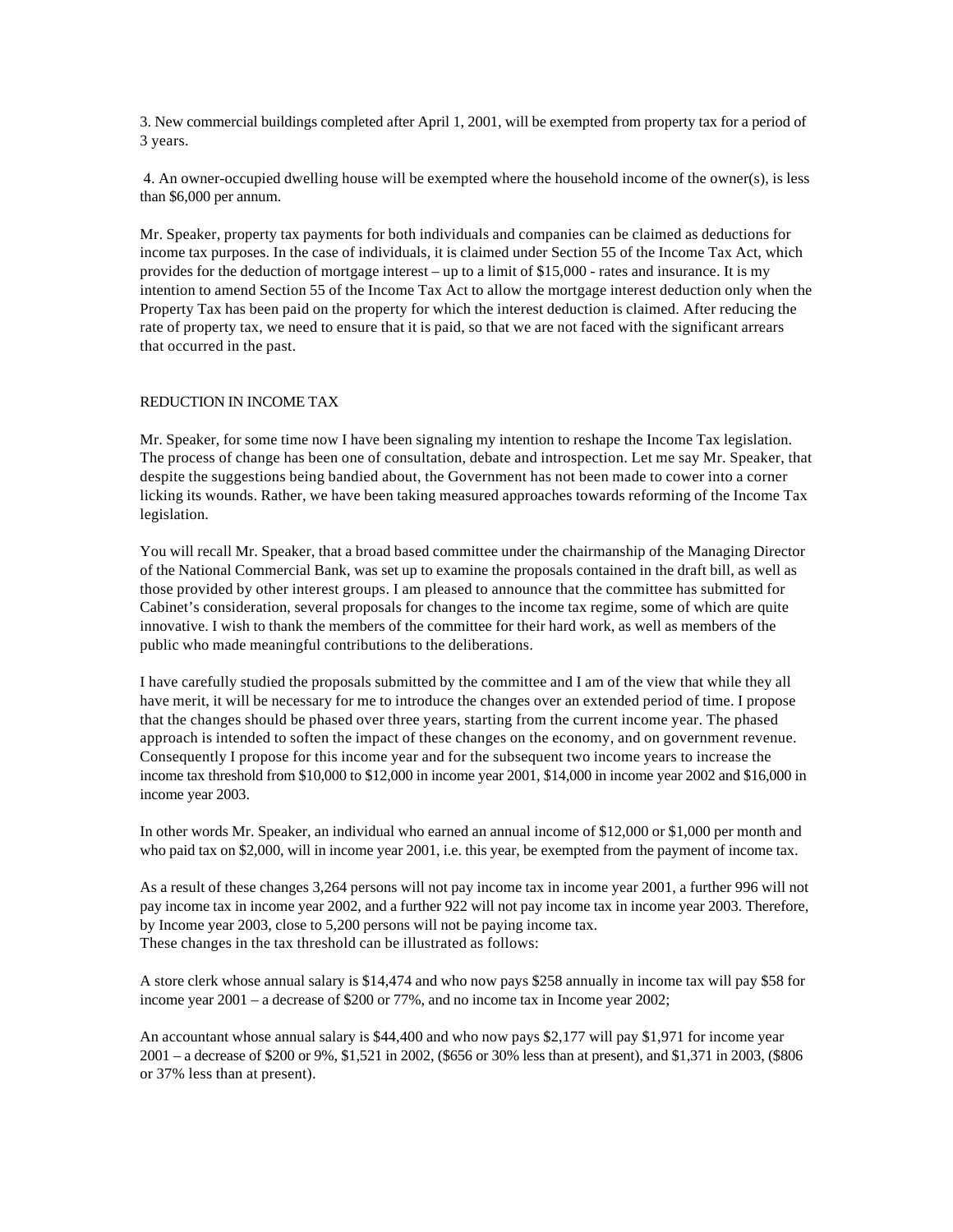3. New commercial buildings completed after April 1, 2001, will be exempted from property tax for a period of 3 years.

4. An owner-occupied dwelling house will be exempted where the household income of the owner(s), is less than $6,000 per annum.

Mr. Speaker, property tax payments for both individuals and companies can be claimed as deductions for income tax purposes. In the case of individuals, it is claimed under Section 55 of the Income Tax Act, which provides for the deduction of mortgage interest – up to a limit of $15,000 - rates and insurance. It is my intention to amend Section 55 of the Income Tax Act to allow the mortgage interest deduction only when the Property Tax has been paid on the property for which the interest deduction is claimed. After reducing the rate of property tax, we need to ensure that it is paid, so that we are not faced with the significant arrears that occurred in the past.

## REDUCTION IN INCOME TAX

Mr. Speaker, for some time now I have been signaling my intention to reshape the Income Tax legislation. The process of change has been one of consultation, debate and introspection. Let me say Mr. Speaker, that despite the suggestions being bandied about, the Government has not been made to cower into a corner licking its wounds. Rather, we have been taking measured approaches towards reforming of the Income Tax legislation.

You will recall Mr. Speaker, that a broad based committee under the chairmanship of the Managing Director of the National Commercial Bank, was set up to examine the proposals contained in the draft bill, as well as those provided by other interest groups. I am pleased to announce that the committee has submitted for Cabinet's consideration, several proposals for changes to the income tax regime, some of which are quite innovative. I wish to thank the members of the committee for their hard work, as well as members of the public who made meaningful contributions to the deliberations.

I have carefully studied the proposals submitted by the committee and I am of the view that while they all have merit, it will be necessary for me to introduce the changes over an extended period of time. I propose that the changes should be phased over three years, starting from the current income year. The phased approach is intended to soften the impact of these changes on the economy, and on government revenue. Consequently I propose for this income year and for the subsequent two income years to increase the income tax threshold from $10,000 to $12,000 in income year 2001, $14,000 in income year 2002 and $16,000 in income year 2003.

In other words Mr. Speaker, an individual who earned an annual income of $12,000 or $1,000 per month and who paid tax on $2,000, will in income year 2001, i.e. this year, be exempted from the payment of income tax.

As a result of these changes 3,264 persons will not pay income tax in income year 2001, a further 996 will not pay income tax in income year 2002, and a further 922 will not pay income tax in income year 2003. Therefore, by Income year 2003, close to 5,200 persons will not be paying income tax.
These changes in the tax threshold can be illustrated as follows:

A store clerk whose annual salary is $14,474 and who now pays $258 annually in income tax will pay $58 for income year 2001 – a decrease of $200 or 77%, and no income tax in Income year 2002;

An accountant whose annual salary is $44,400 and who now pays $2,177 will pay $1,971 for income year 2001 – a decrease of $200 or 9%, $1,521 in 2002, ($656 or 30% less than at present), and $1,371 in 2003, ($806 or 37% less than at present).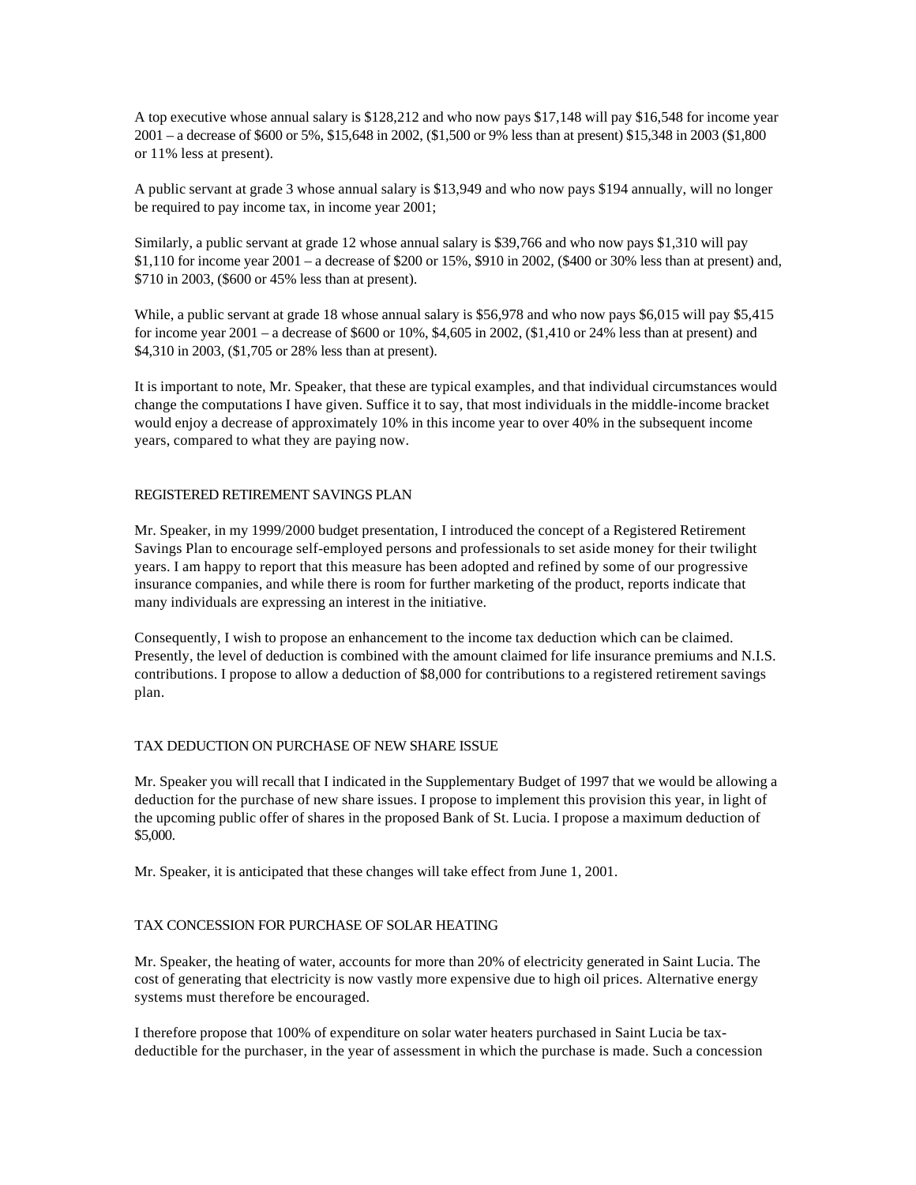A top executive whose annual salary is $128,212 and who now pays $17,148 will pay $16,548 for income year 2001 – a decrease of $600 or 5%, $15,648 in 2002, ($1,500 or 9% less than at present) $15,348 in 2003 ($1,800 or 11% less at present).

A public servant at grade 3 whose annual salary is $13,949 and who now pays $194 annually, will no longer be required to pay income tax, in income year 2001;

Similarly, a public servant at grade 12 whose annual salary is $39,766 and who now pays $1,310 will pay $1,110 for income year 2001 – a decrease of $200 or 15%, $910 in 2002, ($400 or 30% less than at present) and, $710 in 2003, ($600 or 45% less than at present).

While, a public servant at grade 18 whose annual salary is $56,978 and who now pays $6,015 will pay $5,415 for income year 2001 – a decrease of $600 or 10%, $4,605 in 2002, ($1,410 or 24% less than at present) and $4,310 in 2003, ($1,705 or 28% less than at present).

It is important to note, Mr. Speaker, that these are typical examples, and that individual circumstances would change the computations I have given. Suffice it to say, that most individuals in the middle-income bracket would enjoy a decrease of approximately 10% in this income year to over 40% in the subsequent income years, compared to what they are paying now.

## REGISTERED RETIREMENT SAVINGS PLAN

Mr. Speaker, in my 1999/2000 budget presentation, I introduced the concept of a Registered Retirement Savings Plan to encourage self-employed persons and professionals to set aside money for their twilight years. I am happy to report that this measure has been adopted and refined by some of our progressive insurance companies, and while there is room for further marketing of the product, reports indicate that many individuals are expressing an interest in the initiative.

Consequently, I wish to propose an enhancement to the income tax deduction which can be claimed. Presently, the level of deduction is combined with the amount claimed for life insurance premiums and N.I.S. contributions. I propose to allow a deduction of $8,000 for contributions to a registered retirement savings plan.

## TAX DEDUCTION ON PURCHASE OF NEW SHARE ISSUE

Mr. Speaker you will recall that I indicated in the Supplementary Budget of 1997 that we would be allowing a deduction for the purchase of new share issues. I propose to implement this provision this year, in light of the upcoming public offer of shares in the proposed Bank of St. Lucia. I propose a maximum deduction of $5,000.

Mr. Speaker, it is anticipated that these changes will take effect from June 1, 2001.

## TAX CONCESSION FOR PURCHASE OF SOLAR HEATING

Mr. Speaker, the heating of water, accounts for more than 20% of electricity generated in Saint Lucia. The cost of generating that electricity is now vastly more expensive due to high oil prices. Alternative energy systems must therefore be encouraged.

I therefore propose that 100% of expenditure on solar water heaters purchased in Saint Lucia be tax-deductible for the purchaser, in the year of assessment in which the purchase is made. Such a concession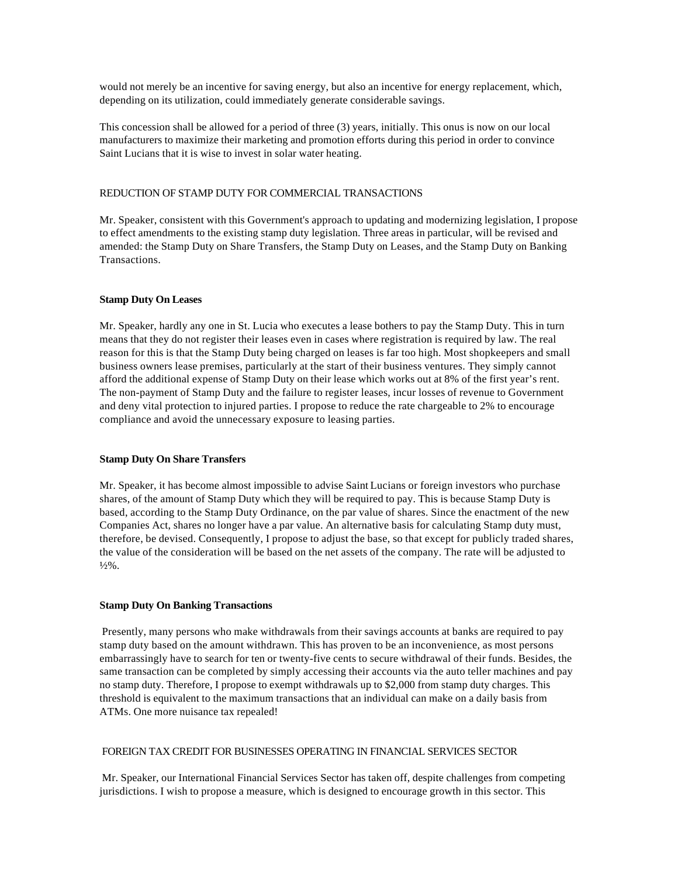would not merely be an incentive for saving energy, but also an incentive for energy replacement, which, depending on its utilization, could immediately generate considerable savings.

This concession shall be allowed for a period of three (3) years, initially. This onus is now on our local manufacturers to maximize their marketing and promotion efforts during this period in order to convince Saint Lucians that it is wise to invest in solar water heating.

## REDUCTION OF STAMP DUTY FOR COMMERCIAL TRANSACTIONS

Mr. Speaker, consistent with this Government's approach to updating and modernizing legislation, I propose to effect amendments to the existing stamp duty legislation. Three areas in particular, will be revised and amended: the Stamp Duty on Share Transfers, the Stamp Duty on Leases, and the Stamp Duty on Banking Transactions.

### Stamp Duty On Leases

Mr. Speaker, hardly any one in St. Lucia who executes a lease bothers to pay the Stamp Duty. This in turn means that they do not register their leases even in cases where registration is required by law. The real reason for this is that the Stamp Duty being charged on leases is far too high. Most shopkeepers and small business owners lease premises, particularly at the start of their business ventures. They simply cannot afford the additional expense of Stamp Duty on their lease which works out at 8% of the first year's rent. The non-payment of Stamp Duty and the failure to register leases, incur losses of revenue to Government and deny vital protection to injured parties. I propose to reduce the rate chargeable to 2% to encourage compliance and avoid the unnecessary exposure to leasing parties.

### Stamp Duty On Share Transfers

Mr. Speaker, it has become almost impossible to advise Saint Lucians or foreign investors who purchase shares, of the amount of Stamp Duty which they will be required to pay. This is because Stamp Duty is based, according to the Stamp Duty Ordinance, on the par value of shares. Since the enactment of the new Companies Act, shares no longer have a par value. An alternative basis for calculating Stamp duty must, therefore, be devised. Consequently, I propose to adjust the base, so that except for publicly traded shares, the value of the consideration will be based on the net assets of the company. The rate will be adjusted to ½%.

### Stamp Duty On Banking Transactions

Presently, many persons who make withdrawals from their savings accounts at banks are required to pay stamp duty based on the amount withdrawn. This has proven to be an inconvenience, as most persons embarrassingly have to search for ten or twenty-five cents to secure withdrawal of their funds. Besides, the same transaction can be completed by simply accessing their accounts via the auto teller machines and pay no stamp duty. Therefore, I propose to exempt withdrawals up to $2,000 from stamp duty charges. This threshold is equivalent to the maximum transactions that an individual can make on a daily basis from ATMs. One more nuisance tax repealed!

## FOREIGN TAX CREDIT FOR BUSINESSES OPERATING IN FINANCIAL SERVICES SECTOR

Mr. Speaker, our International Financial Services Sector has taken off, despite challenges from competing jurisdictions. I wish to propose a measure, which is designed to encourage growth in this sector. This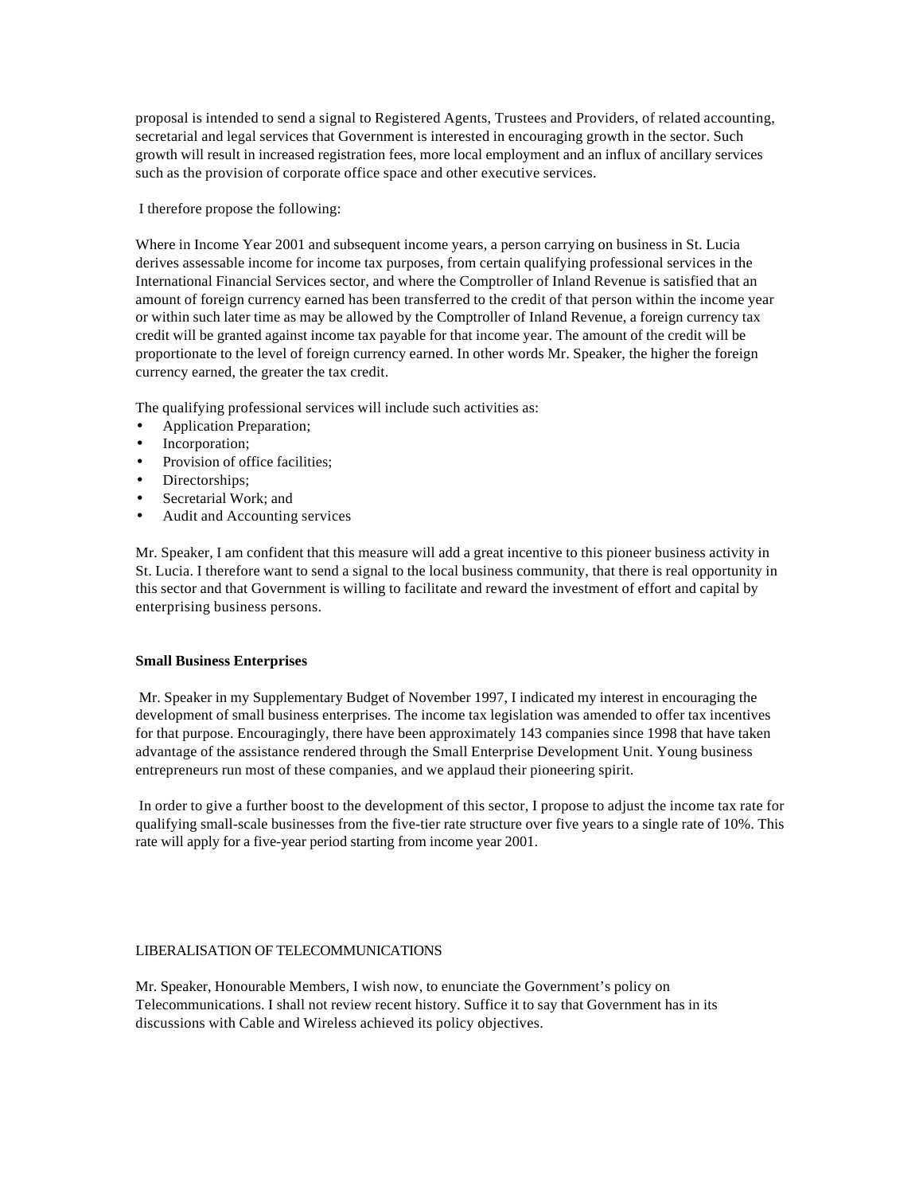proposal is intended to send a signal to Registered Agents, Trustees and Providers, of related accounting, secretarial and legal services that Government is interested in encouraging growth in the sector. Such growth will result in increased registration fees, more local employment and an influx of ancillary services such as the provision of corporate office space and other executive services.

I therefore propose the following:

Where in Income Year 2001 and subsequent income years, a person carrying on business in St. Lucia derives assessable income for income tax purposes, from certain qualifying professional services in the International Financial Services sector, and where the Comptroller of Inland Revenue is satisfied that an amount of foreign currency earned has been transferred to the credit of that person within the income year or within such later time as may be allowed by the Comptroller of Inland Revenue, a foreign currency tax credit will be granted against income tax payable for that income year. The amount of the credit will be proportionate to the level of foreign currency earned. In other words Mr. Speaker, the higher the foreign currency earned, the greater the tax credit.

The qualifying professional services will include such activities as:

- Application Preparation;
- Incorporation;
- Provision of office facilities;
- Directorships;
- Secretarial Work; and
- Audit and Accounting services

Mr. Speaker, I am confident that this measure will add a great incentive to this pioneer business activity in St. Lucia. I therefore want to send a signal to the local business community, that there is real opportunity in this sector and that Government is willing to facilitate and reward the investment of effort and capital by enterprising business persons.

**Small Business Enterprises**

Mr. Speaker in my Supplementary Budget of November 1997, I indicated my interest in encouraging the development of small business enterprises. The income tax legislation was amended to offer tax incentives for that purpose. Encouragingly, there have been approximately 143 companies since 1998 that have taken advantage of the assistance rendered through the Small Enterprise Development Unit. Young business entrepreneurs run most of these companies, and we applaud their pioneering spirit.

In order to give a further boost to the development of this sector, I propose to adjust the income tax rate for qualifying small-scale businesses from the five-tier rate structure over five years to a single rate of 10%. This rate will apply for a five-year period starting from income year 2001.

LIBERALISATION OF TELECOMMUNICATIONS

Mr. Speaker, Honourable Members, I wish now, to enunciate the Government's policy on Telecommunications. I shall not review recent history. Suffice it to say that Government has in its discussions with Cable and Wireless achieved its policy objectives.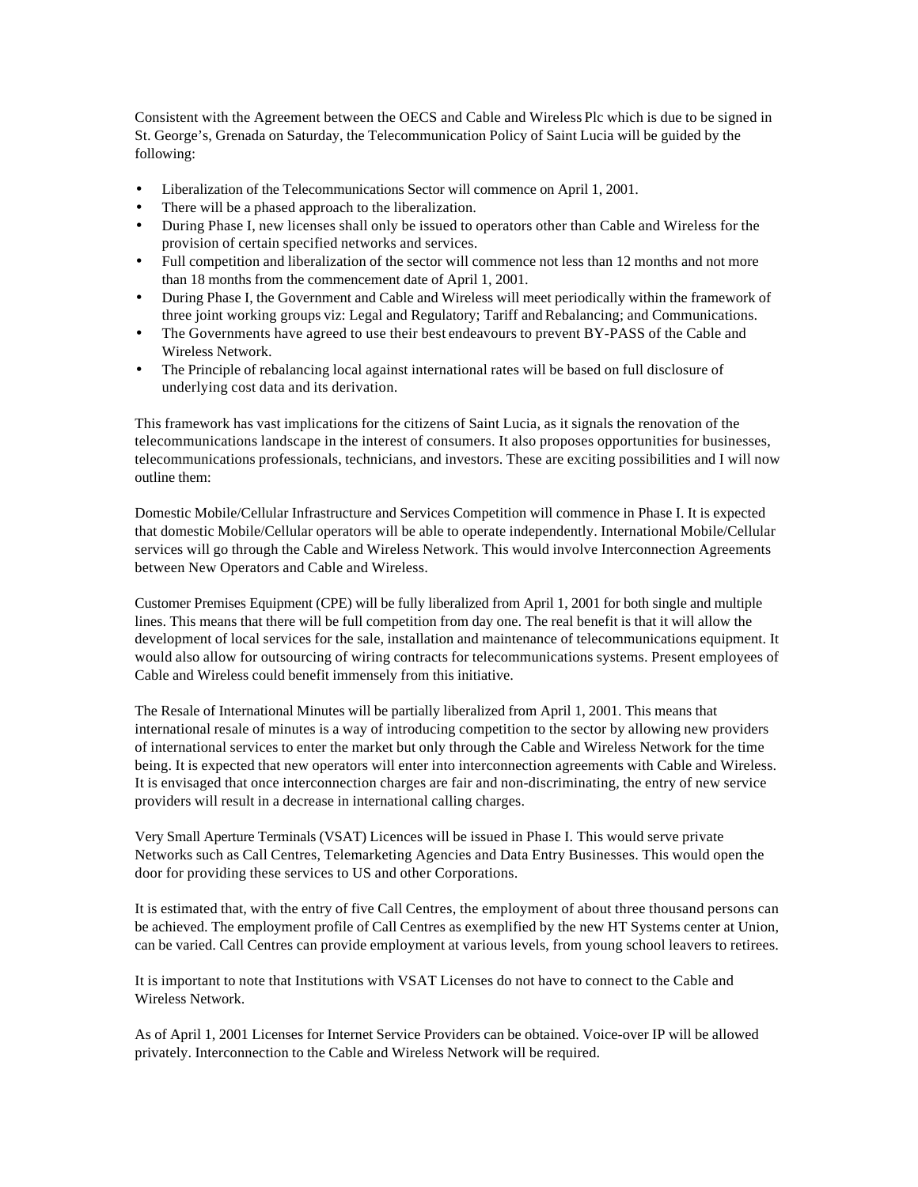Consistent with the Agreement between the OECS and Cable and Wireless Plc which is due to be signed in St. George's, Grenada on Saturday, the Telecommunication Policy of Saint Lucia will be guided by the following:

- Liberalization of the Telecommunications Sector will commence on April 1, 2001.
- There will be a phased approach to the liberalization.
- During Phase I, new licenses shall only be issued to operators other than Cable and Wireless for the provision of certain specified networks and services.
- Full competition and liberalization of the sector will commence not less than 12 months and not more than 18 months from the commencement date of April 1, 2001.
- During Phase I, the Government and Cable and Wireless will meet periodically within the framework of three joint working groups viz: Legal and Regulatory; Tariff and Rebalancing; and Communications.
- The Governments have agreed to use their best endeavours to prevent BY-PASS of the Cable and Wireless Network.
- The Principle of rebalancing local against international rates will be based on full disclosure of underlying cost data and its derivation.

This framework has vast implications for the citizens of Saint Lucia, as it signals the renovation of the telecommunications landscape in the interest of consumers. It also proposes opportunities for businesses, telecommunications professionals, technicians, and investors. These are exciting possibilities and I will now outline them:

Domestic Mobile/Cellular Infrastructure and Services Competition will commence in Phase I. It is expected that domestic Mobile/Cellular operators will be able to operate independently. International Mobile/Cellular services will go through the Cable and Wireless Network. This would involve Interconnection Agreements between New Operators and Cable and Wireless.

Customer Premises Equipment (CPE) will be fully liberalized from April 1, 2001 for both single and multiple lines. This means that there will be full competition from day one. The real benefit is that it will allow the development of local services for the sale, installation and maintenance of telecommunications equipment. It would also allow for outsourcing of wiring contracts for telecommunications systems. Present employees of Cable and Wireless could benefit immensely from this initiative.

The Resale of International Minutes will be partially liberalized from April 1, 2001. This means that international resale of minutes is a way of introducing competition to the sector by allowing new providers of international services to enter the market but only through the Cable and Wireless Network for the time being. It is expected that new operators will enter into interconnection agreements with Cable and Wireless. It is envisaged that once interconnection charges are fair and non-discriminating, the entry of new service providers will result in a decrease in international calling charges.

Very Small Aperture Terminals (VSAT) Licences will be issued in Phase I. This would serve private Networks such as Call Centres, Telemarketing Agencies and Data Entry Businesses. This would open the door for providing these services to US and other Corporations.

It is estimated that, with the entry of five Call Centres, the employment of about three thousand persons can be achieved. The employment profile of Call Centres as exemplified by the new HT Systems center at Union, can be varied. Call Centres can provide employment at various levels, from young school leavers to retirees.

It is important to note that Institutions with VSAT Licenses do not have to connect to the Cable and Wireless Network.

As of April 1, 2001 Licenses for Internet Service Providers can be obtained. Voice-over IP will be allowed privately. Interconnection to the Cable and Wireless Network will be required.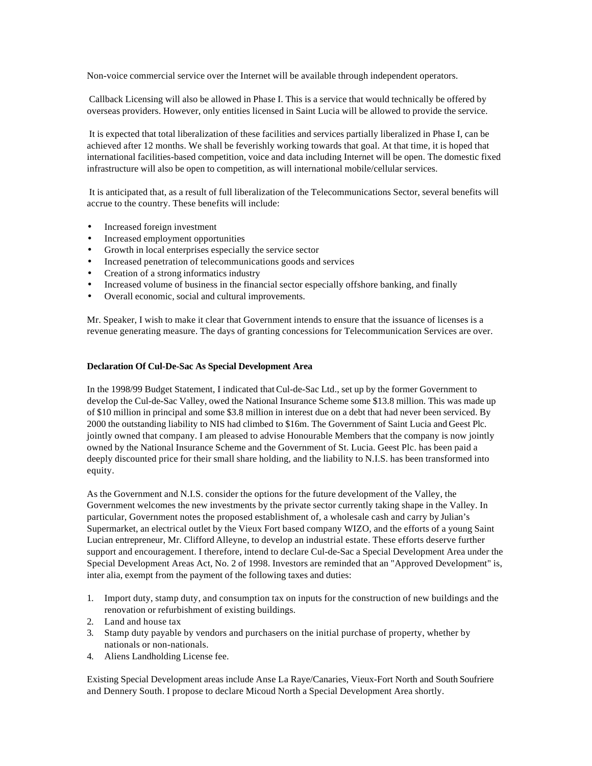Non-voice commercial service over the Internet will be available through independent operators.

Callback Licensing will also be allowed in Phase I. This is a service that would technically be offered by overseas providers. However, only entities licensed in Saint Lucia will be allowed to provide the service.

It is expected that total liberalization of these facilities and services partially liberalized in Phase I, can be achieved after 12 months. We shall be feverishly working towards that goal. At that time, it is hoped that international facilities-based competition, voice and data including Internet will be open. The domestic fixed infrastructure will also be open to competition, as will international mobile/cellular services.

It is anticipated that, as a result of full liberalization of the Telecommunications Sector, several benefits will accrue to the country. These benefits will include:

- Increased foreign investment
- Increased employment opportunities
- Growth in local enterprises especially the service sector
- Increased penetration of telecommunications goods and services
- Creation of a strong informatics industry
- Increased volume of business in the financial sector especially offshore banking, and finally
- Overall economic, social and cultural improvements.

Mr. Speaker, I wish to make it clear that Government intends to ensure that the issuance of licenses is a revenue generating measure. The days of granting concessions for Telecommunication Services are over.

**Declaration Of Cul-De-Sac As Special Development Area**

In the 1998/99 Budget Statement, I indicated that Cul-de-Sac Ltd., set up by the former Government to develop the Cul-de-Sac Valley, owed the National Insurance Scheme some $13.8 million. This was made up of $10 million in principal and some $3.8 million in interest due on a debt that had never been serviced. By 2000 the outstanding liability to NIS had climbed to $16m. The Government of Saint Lucia and Geest Plc. jointly owned that company. I am pleased to advise Honourable Members that the company is now jointly owned by the National Insurance Scheme and the Government of St. Lucia. Geest Plc. has been paid a deeply discounted price for their small share holding, and the liability to N.I.S. has been transformed into equity.

As the Government and N.I.S. consider the options for the future development of the Valley, the Government welcomes the new investments by the private sector currently taking shape in the Valley. In particular, Government notes the proposed establishment of, a wholesale cash and carry by Julian's Supermarket, an electrical outlet by the Vieux Fort based company WIZO, and the efforts of a young Saint Lucian entrepreneur, Mr. Clifford Alleyne, to develop an industrial estate. These efforts deserve further support and encouragement. I therefore, intend to declare Cul-de-Sac a Special Development Area under the Special Development Areas Act, No. 2 of 1998. Investors are reminded that an "Approved Development" is, inter alia, exempt from the payment of the following taxes and duties:

1. Import duty, stamp duty, and consumption tax on inputs for the construction of new buildings and the renovation or refurbishment of existing buildings.
2. Land and house tax
3. Stamp duty payable by vendors and purchasers on the initial purchase of property, whether by nationals or non-nationals.
4. Aliens Landholding License fee.

Existing Special Development areas include Anse La Raye/Canaries, Vieux-Fort North and South Soufriere and Dennery South. I propose to declare Micoud North a Special Development Area shortly.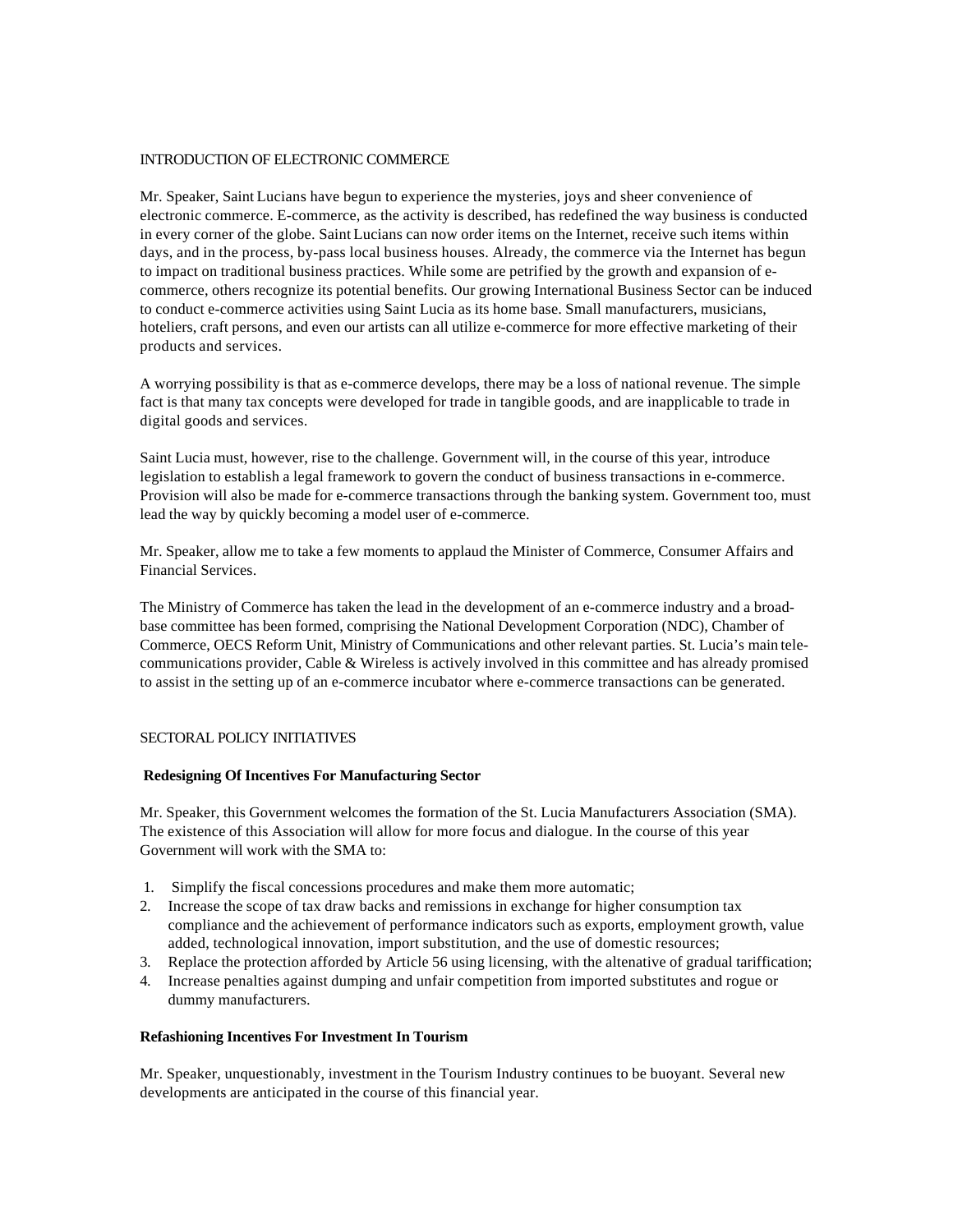## INTRODUCTION OF ELECTRONIC COMMERCE

Mr. Speaker, Saint Lucians have begun to experience the mysteries, joys and sheer convenience of electronic commerce. E-commerce, as the activity is described, has redefined the way business is conducted in every corner of the globe. Saint Lucians can now order items on the Internet, receive such items within days, and in the process, by-pass local business houses. Already, the commerce via the Internet has begun to impact on traditional business practices. While some are petrified by the growth and expansion of e-commerce, others recognize its potential benefits. Our growing International Business Sector can be induced to conduct e-commerce activities using Saint Lucia as its home base. Small manufacturers, musicians, hoteliers, craft persons, and even our artists can all utilize e-commerce for more effective marketing of their products and services.

A worrying possibility is that as e-commerce develops, there may be a loss of national revenue. The simple fact is that many tax concepts were developed for trade in tangible goods, and are inapplicable to trade in digital goods and services.

Saint Lucia must, however, rise to the challenge. Government will, in the course of this year, introduce legislation to establish a legal framework to govern the conduct of business transactions in e-commerce. Provision will also be made for e-commerce transactions through the banking system. Government too, must lead the way by quickly becoming a model user of e-commerce.

Mr. Speaker, allow me to take a few moments to applaud the Minister of Commerce, Consumer Affairs and Financial Services.

The Ministry of Commerce has taken the lead in the development of an e-commerce industry and a broad-base committee has been formed, comprising the National Development Corporation (NDC), Chamber of Commerce, OECS Reform Unit, Ministry of Communications and other relevant parties. St. Lucia's main tele-communications provider, Cable & Wireless is actively involved in this committee and has already promised to assist in the setting up of an e-commerce incubator where e-commerce transactions can be generated.

## SECTORAL POLICY INITIATIVES

### Redesigning Of Incentives For Manufacturing Sector

Mr. Speaker, this Government welcomes the formation of the St. Lucia Manufacturers Association (SMA). The existence of this Association will allow for more focus and dialogue. In the course of this year Government will work with the SMA to:

1. Simplify the fiscal concessions procedures and make them more automatic;
2. Increase the scope of tax draw backs and remissions in exchange for higher consumption tax compliance and the achievement of performance indicators such as exports, employment growth, value added, technological innovation, import substitution, and the use of domestic resources;
3. Replace the protection afforded by Article 56 using licensing, with the altenative of gradual tariffication;
4. Increase penalties against dumping and unfair competition from imported substitutes and rogue or dummy manufacturers.

### Refashioning Incentives For Investment In Tourism

Mr. Speaker, unquestionably, investment in the Tourism Industry continues to be buoyant. Several new developments are anticipated in the course of this financial year.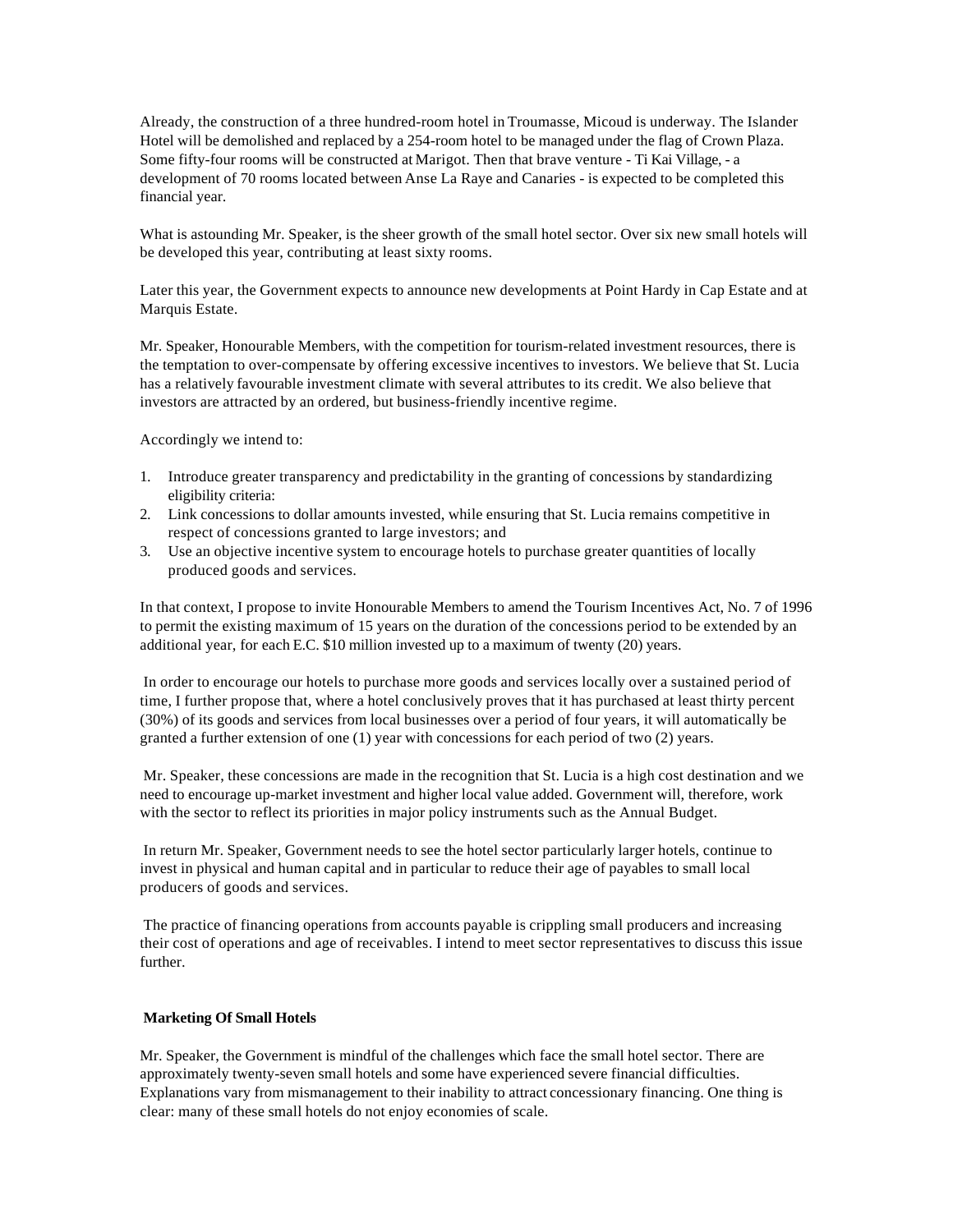Already, the construction of a three hundred-room hotel in Troumasse, Micoud is underway. The Islander Hotel will be demolished and replaced by a 254-room hotel to be managed under the flag of Crown Plaza. Some fifty-four rooms will be constructed at Marigot. Then that brave venture - Ti Kai Village, - a development of 70 rooms located between Anse La Raye and Canaries - is expected to be completed this financial year.

What is astounding Mr. Speaker, is the sheer growth of the small hotel sector. Over six new small hotels will be developed this year, contributing at least sixty rooms.

Later this year, the Government expects to announce new developments at Point Hardy in Cap Estate and at Marquis Estate.

Mr. Speaker, Honourable Members, with the competition for tourism-related investment resources, there is the temptation to over-compensate by offering excessive incentives to investors. We believe that St. Lucia has a relatively favourable investment climate with several attributes to its credit. We also believe that investors are attracted by an ordered, but business-friendly incentive regime.

Accordingly we intend to:

1. Introduce greater transparency and predictability in the granting of concessions by standardizing eligibility criteria:
2. Link concessions to dollar amounts invested, while ensuring that St. Lucia remains competitive in respect of concessions granted to large investors; and
3. Use an objective incentive system to encourage hotels to purchase greater quantities of locally produced goods and services.

In that context, I propose to invite Honourable Members to amend the Tourism Incentives Act, No. 7 of 1996 to permit the existing maximum of 15 years on the duration of the concessions period to be extended by an additional year, for each E.C. $10 million invested up to a maximum of twenty (20) years.

In order to encourage our hotels to purchase more goods and services locally over a sustained period of time, I further propose that, where a hotel conclusively proves that it has purchased at least thirty percent (30%) of its goods and services from local businesses over a period of four years, it will automatically be granted a further extension of one (1) year with concessions for each period of two (2) years.

Mr. Speaker, these concessions are made in the recognition that St. Lucia is a high cost destination and we need to encourage up-market investment and higher local value added. Government will, therefore, work with the sector to reflect its priorities in major policy instruments such as the Annual Budget.

In return Mr. Speaker, Government needs to see the hotel sector particularly larger hotels, continue to invest in physical and human capital and in particular to reduce their age of payables to small local producers of goods and services.

The practice of financing operations from accounts payable is crippling small producers and increasing their cost of operations and age of receivables. I intend to meet sector representatives to discuss this issue further.

**Marketing Of Small Hotels**

Mr. Speaker, the Government is mindful of the challenges which face the small hotel sector. There are approximately twenty-seven small hotels and some have experienced severe financial difficulties. Explanations vary from mismanagement to their inability to attract concessionary financing. One thing is clear: many of these small hotels do not enjoy economies of scale.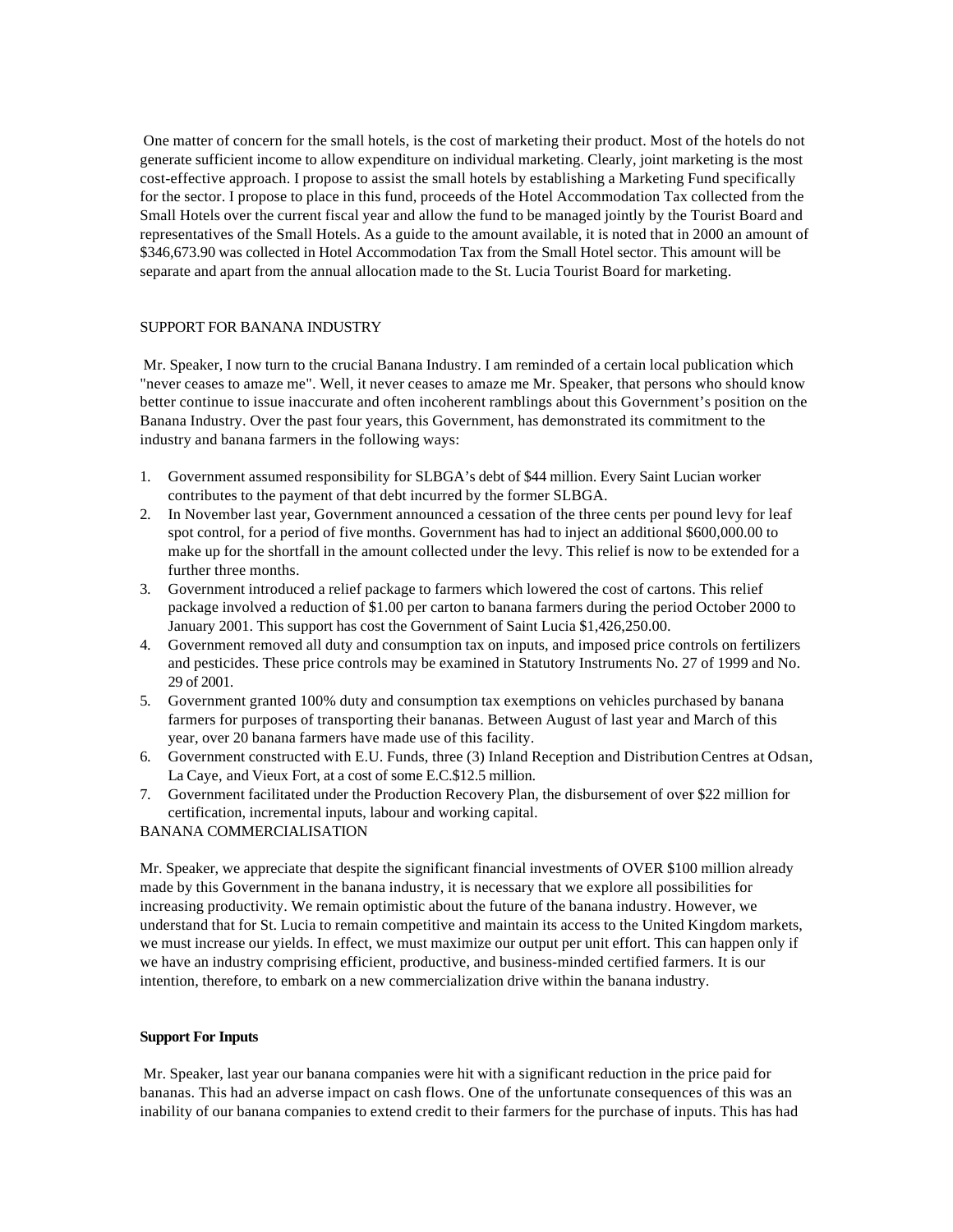One matter of concern for the small hotels, is the cost of marketing their product. Most of the hotels do not generate sufficient income to allow expenditure on individual marketing. Clearly, joint marketing is the most cost-effective approach. I propose to assist the small hotels by establishing a Marketing Fund specifically for the sector. I propose to place in this fund, proceeds of the Hotel Accommodation Tax collected from the Small Hotels over the current fiscal year and allow the fund to be managed jointly by the Tourist Board and representatives of the Small Hotels. As a guide to the amount available, it is noted that in 2000 an amount of $346,673.90 was collected in Hotel Accommodation Tax from the Small Hotel sector. This amount will be separate and apart from the annual allocation made to the St. Lucia Tourist Board for marketing.

SUPPORT FOR BANANA INDUSTRY

Mr. Speaker, I now turn to the crucial Banana Industry. I am reminded of a certain local publication which "never ceases to amaze me". Well, it never ceases to amaze me Mr. Speaker, that persons who should know better continue to issue inaccurate and often incoherent ramblings about this Government's position on the Banana Industry. Over the past four years, this Government, has demonstrated its commitment to the industry and banana farmers in the following ways:

1. Government assumed responsibility for SLBGA's debt of $44 million. Every Saint Lucian worker contributes to the payment of that debt incurred by the former SLBGA.
2. In November last year, Government announced a cessation of the three cents per pound levy for leaf spot control, for a period of five months. Government has had to inject an additional $600,000.00 to make up for the shortfall in the amount collected under the levy. This relief is now to be extended for a further three months.
3. Government introduced a relief package to farmers which lowered the cost of cartons. This relief package involved a reduction of $1.00 per carton to banana farmers during the period October 2000 to January 2001. This support has cost the Government of Saint Lucia $1,426,250.00.
4. Government removed all duty and consumption tax on inputs, and imposed price controls on fertilizers and pesticides. These price controls may be examined in Statutory Instruments No. 27 of 1999 and No. 29 of 2001.
5. Government granted 100% duty and consumption tax exemptions on vehicles purchased by banana farmers for purposes of transporting their bananas. Between August of last year and March of this year, over 20 banana farmers have made use of this facility.
6. Government constructed with E.U. Funds, three (3) Inland Reception and Distribution Centres at Odsan, La Caye, and Vieux Fort, at a cost of some E.C.$12.5 million.
7. Government facilitated under the Production Recovery Plan, the disbursement of over $22 million for certification, incremental inputs, labour and working capital.

BANANA COMMERCIALISATION

Mr. Speaker, we appreciate that despite the significant financial investments of OVER $100 million already made by this Government in the banana industry, it is necessary that we explore all possibilities for increasing productivity. We remain optimistic about the future of the banana industry. However, we understand that for St. Lucia to remain competitive and maintain its access to the United Kingdom markets, we must increase our yields. In effect, we must maximize our output per unit effort. This can happen only if we have an industry comprising efficient, productive, and business-minded certified farmers. It is our intention, therefore, to embark on a new commercialization drive within the banana industry.

**Support For Inputs**

Mr. Speaker, last year our banana companies were hit with a significant reduction in the price paid for bananas. This had an adverse impact on cash flows. One of the unfortunate consequences of this was an inability of our banana companies to extend credit to their farmers for the purchase of inputs. This has had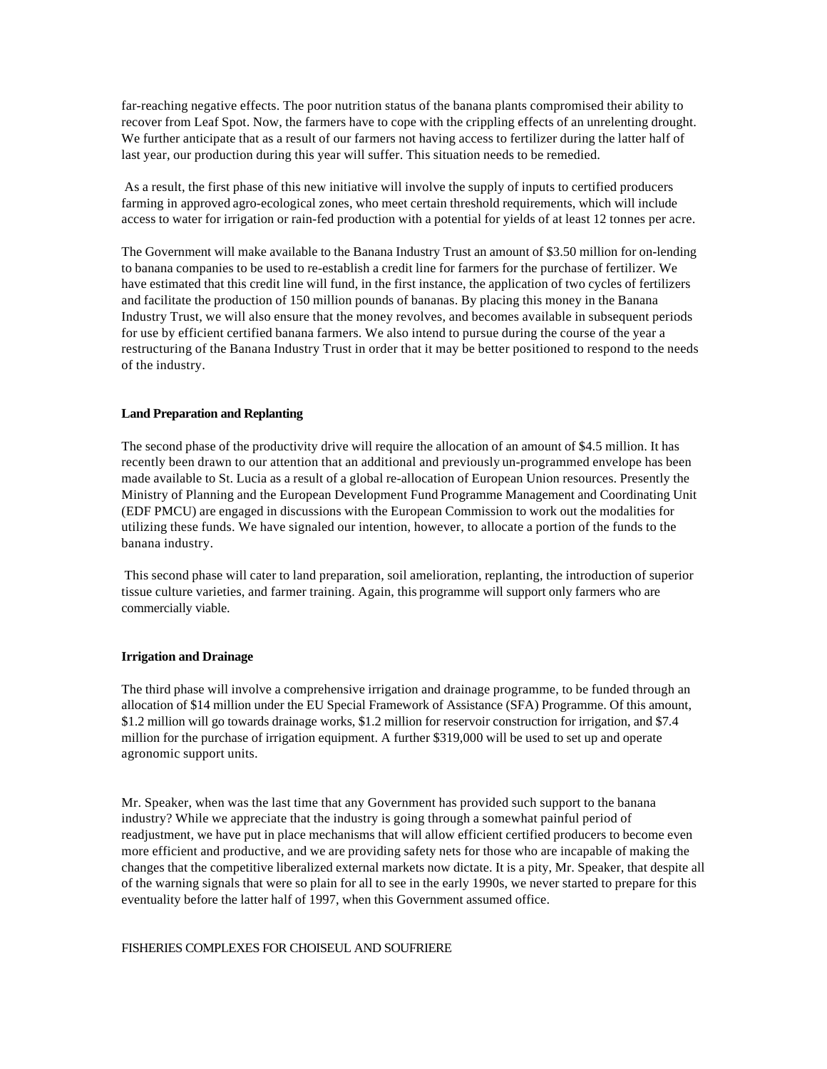far-reaching negative effects. The poor nutrition status of the banana plants compromised their ability to recover from Leaf Spot. Now, the farmers have to cope with the crippling effects of an unrelenting drought. We further anticipate that as a result of our farmers not having access to fertilizer during the latter half of last year, our production during this year will suffer. This situation needs to be remedied.

As a result, the first phase of this new initiative will involve the supply of inputs to certified producers farming in approved agro-ecological zones, who meet certain threshold requirements, which will include access to water for irrigation or rain-fed production with a potential for yields of at least 12 tonnes per acre.

The Government will make available to the Banana Industry Trust an amount of $3.50 million for on-lending to banana companies to be used to re-establish a credit line for farmers for the purchase of fertilizer. We have estimated that this credit line will fund, in the first instance, the application of two cycles of fertilizers and facilitate the production of 150 million pounds of bananas. By placing this money in the Banana Industry Trust, we will also ensure that the money revolves, and becomes available in subsequent periods for use by efficient certified banana farmers. We also intend to pursue during the course of the year a restructuring of the Banana Industry Trust in order that it may be better positioned to respond to the needs of the industry.

**Land Preparation and Replanting**

The second phase of the productivity drive will require the allocation of an amount of $4.5 million. It has recently been drawn to our attention that an additional and previously un-programmed envelope has been made available to St. Lucia as a result of a global re-allocation of European Union resources. Presently the Ministry of Planning and the European Development Fund Programme Management and Coordinating Unit (EDF PMCU) are engaged in discussions with the European Commission to work out the modalities for utilizing these funds. We have signaled our intention, however, to allocate a portion of the funds to the banana industry.

This second phase will cater to land preparation, soil amelioration, replanting, the introduction of superior tissue culture varieties, and farmer training. Again, this programme will support only farmers who are commercially viable.

**Irrigation and Drainage**

The third phase will involve a comprehensive irrigation and drainage programme, to be funded through an allocation of $14 million under the EU Special Framework of Assistance (SFA) Programme. Of this amount, $1.2 million will go towards drainage works, $1.2 million for reservoir construction for irrigation, and $7.4 million for the purchase of irrigation equipment. A further $319,000 will be used to set up and operate agronomic support units.

Mr. Speaker, when was the last time that any Government has provided such support to the banana industry? While we appreciate that the industry is going through a somewhat painful period of readjustment, we have put in place mechanisms that will allow efficient certified producers to become even more efficient and productive, and we are providing safety nets for those who are incapable of making the changes that the competitive liberalized external markets now dictate. It is a pity, Mr. Speaker, that despite all of the warning signals that were so plain for all to see in the early 1990s, we never started to prepare for this eventuality before the latter half of 1997, when this Government assumed office.

FISHERIES COMPLEXES FOR CHOISEUL AND SOUFRIERE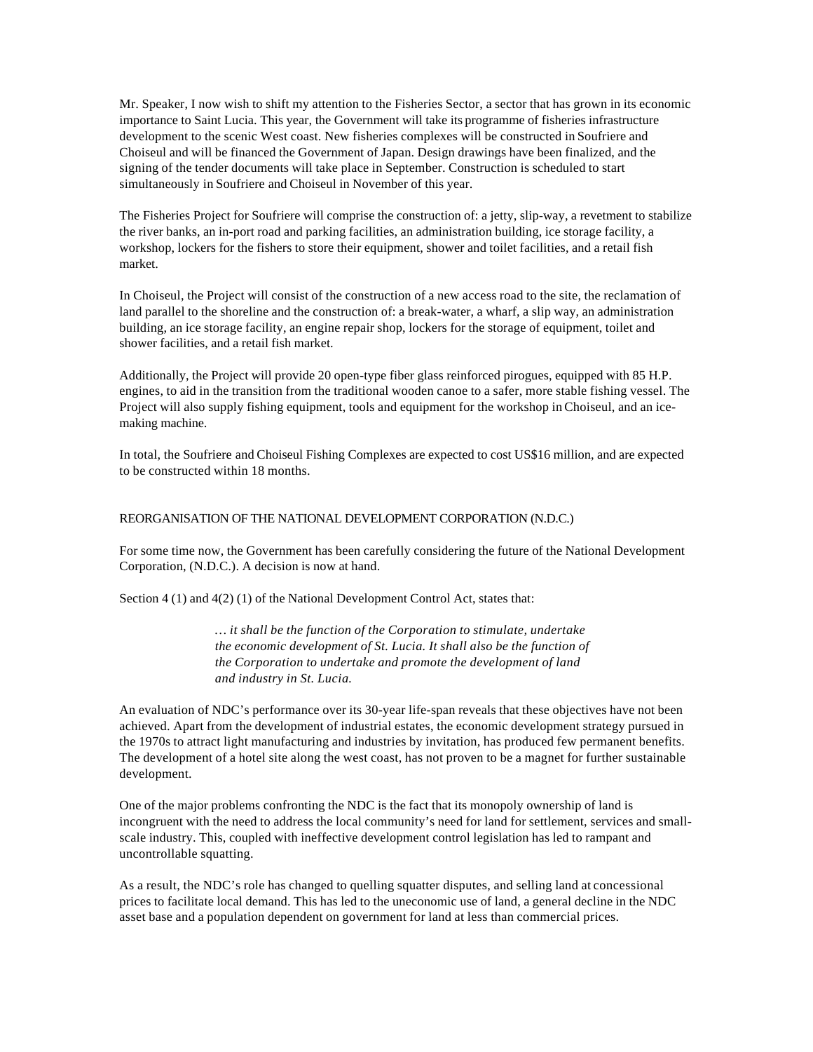Mr. Speaker, I now wish to shift my attention to the Fisheries Sector, a sector that has grown in its economic importance to Saint Lucia. This year, the Government will take its programme of fisheries infrastructure development to the scenic West coast. New fisheries complexes will be constructed in Soufriere and Choiseul and will be financed the Government of Japan. Design drawings have been finalized, and the signing of the tender documents will take place in September. Construction is scheduled to start simultaneously in Soufriere and Choiseul in November of this year.

The Fisheries Project for Soufriere will comprise the construction of: a jetty, slip-way, a revetment to stabilize the river banks, an in-port road and parking facilities, an administration building, ice storage facility, a workshop, lockers for the fishers to store their equipment, shower and toilet facilities, and a retail fish market.

In Choiseul, the Project will consist of the construction of a new access road to the site, the reclamation of land parallel to the shoreline and the construction of: a break-water, a wharf, a slip way, an administration building, an ice storage facility, an engine repair shop, lockers for the storage of equipment, toilet and shower facilities, and a retail fish market.

Additionally, the Project will provide 20 open-type fiber glass reinforced pirogues, equipped with 85 H.P. engines, to aid in the transition from the traditional wooden canoe to a safer, more stable fishing vessel. The Project will also supply fishing equipment, tools and equipment for the workshop in Choiseul, and an ice-making machine.

In total, the Soufriere and Choiseul Fishing Complexes are expected to cost US$16 million, and are expected to be constructed within 18 months.

## REORGANISATION OF THE NATIONAL DEVELOPMENT CORPORATION (N.D.C.)

For some time now, the Government has been carefully considering the future of the National Development Corporation, (N.D.C.). A decision is now at hand.

Section 4 (1) and 4(2) (1) of the National Development Control Act, states that:

> *… it shall be the function of the Corporation to stimulate, undertake the economic development of St. Lucia. It shall also be the function of the Corporation to undertake and promote the development of land and industry in St. Lucia.*

An evaluation of NDC's performance over its 30-year life-span reveals that these objectives have not been achieved. Apart from the development of industrial estates, the economic development strategy pursued in the 1970s to attract light manufacturing and industries by invitation, has produced few permanent benefits. The development of a hotel site along the west coast, has not proven to be a magnet for further sustainable development.

One of the major problems confronting the NDC is the fact that its monopoly ownership of land is incongruent with the need to address the local community's need for land for settlement, services and small-scale industry. This, coupled with ineffective development control legislation has led to rampant and uncontrollable squatting.

As a result, the NDC's role has changed to quelling squatter disputes, and selling land at concessional prices to facilitate local demand. This has led to the uneconomic use of land, a general decline in the NDC asset base and a population dependent on government for land at less than commercial prices.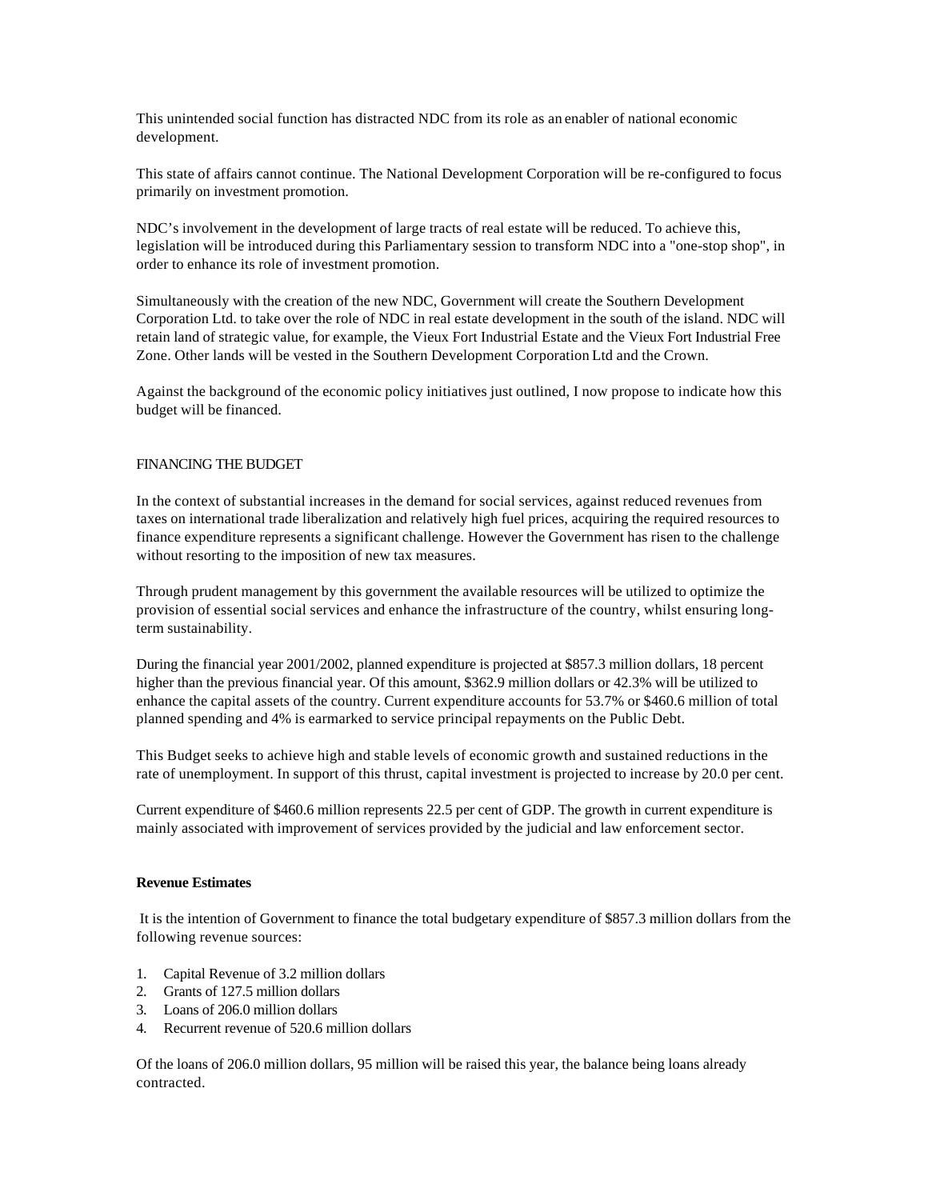This unintended social function has distracted NDC from its role as an enabler of national economic development.

This state of affairs cannot continue. The National Development Corporation will be re-configured to focus primarily on investment promotion.

NDC's involvement in the development of large tracts of real estate will be reduced. To achieve this, legislation will be introduced during this Parliamentary session to transform NDC into a "one-stop shop", in order to enhance its role of investment promotion.

Simultaneously with the creation of the new NDC, Government will create the Southern Development Corporation Ltd. to take over the role of NDC in real estate development in the south of the island. NDC will retain land of strategic value, for example, the Vieux Fort Industrial Estate and the Vieux Fort Industrial Free Zone. Other lands will be vested in the Southern Development Corporation Ltd and the Crown.

Against the background of the economic policy initiatives just outlined, I now propose to indicate how this budget will be financed.

## FINANCING THE BUDGET

In the context of substantial increases in the demand for social services, against reduced revenues from taxes on international trade liberalization and relatively high fuel prices, acquiring the required resources to finance expenditure represents a significant challenge. However the Government has risen to the challenge without resorting to the imposition of new tax measures.

Through prudent management by this government the available resources will be utilized to optimize the provision of essential social services and enhance the infrastructure of the country, whilst ensuring long-term sustainability.

During the financial year 2001/2002, planned expenditure is projected at $857.3 million dollars, 18 percent higher than the previous financial year. Of this amount, $362.9 million dollars or 42.3% will be utilized to enhance the capital assets of the country. Current expenditure accounts for 53.7% or $460.6 million of total planned spending and 4% is earmarked to service principal repayments on the Public Debt.

This Budget seeks to achieve high and stable levels of economic growth and sustained reductions in the rate of unemployment. In support of this thrust, capital investment is projected to increase by 20.0 per cent.

Current expenditure of $460.6 million represents 22.5 per cent of GDP. The growth in current expenditure is mainly associated with improvement of services provided by the judicial and law enforcement sector.

### Revenue Estimates

It is the intention of Government to finance the total budgetary expenditure of $857.3 million dollars from the following revenue sources:

1. Capital Revenue of 3.2 million dollars
2. Grants of 127.5 million dollars
3. Loans of 206.0 million dollars
4. Recurrent revenue of 520.6 million dollars

Of the loans of 206.0 million dollars, 95 million will be raised this year, the balance being loans already contracted.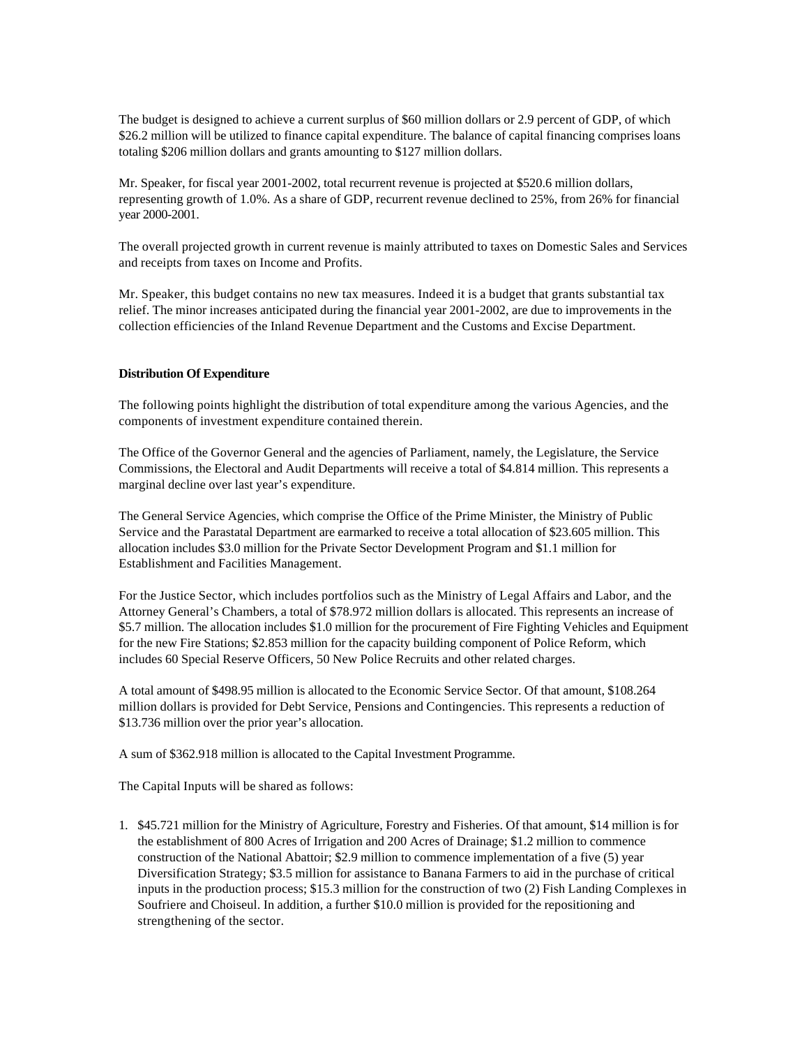The budget is designed to achieve a current surplus of $60 million dollars or 2.9 percent of GDP, of which $26.2 million will be utilized to finance capital expenditure. The balance of capital financing comprises loans totaling $206 million dollars and grants amounting to $127 million dollars.

Mr. Speaker, for fiscal year 2001-2002, total recurrent revenue is projected at $520.6 million dollars, representing growth of 1.0%. As a share of GDP, recurrent revenue declined to 25%, from 26% for financial year 2000-2001.

The overall projected growth in current revenue is mainly attributed to taxes on Domestic Sales and Services and receipts from taxes on Income and Profits.

Mr. Speaker, this budget contains no new tax measures. Indeed it is a budget that grants substantial tax relief. The minor increases anticipated during the financial year 2001-2002, are due to improvements in the collection efficiencies of the Inland Revenue Department and the Customs and Excise Department.

**Distribution Of Expenditure**

The following points highlight the distribution of total expenditure among the various Agencies, and the components of investment expenditure contained therein.

The Office of the Governor General and the agencies of Parliament, namely, the Legislature, the Service Commissions, the Electoral and Audit Departments will receive a total of $4.814 million. This represents a marginal decline over last year's expenditure.

The General Service Agencies, which comprise the Office of the Prime Minister, the Ministry of Public Service and the Parastatal Department are earmarked to receive a total allocation of $23.605 million. This allocation includes $3.0 million for the Private Sector Development Program and $1.1 million for Establishment and Facilities Management.

For the Justice Sector, which includes portfolios such as the Ministry of Legal Affairs and Labor, and the Attorney General's Chambers, a total of $78.972 million dollars is allocated. This represents an increase of $5.7 million. The allocation includes $1.0 million for the procurement of Fire Fighting Vehicles and Equipment for the new Fire Stations; $2.853 million for the capacity building component of Police Reform, which includes 60 Special Reserve Officers, 50 New Police Recruits and other related charges.

A total amount of $498.95 million is allocated to the Economic Service Sector. Of that amount, $108.264 million dollars is provided for Debt Service, Pensions and Contingencies. This represents a reduction of $13.736 million over the prior year's allocation.

A sum of $362.918 million is allocated to the Capital Investment Programme.

The Capital Inputs will be shared as follows:

1. $45.721 million for the Ministry of Agriculture, Forestry and Fisheries. Of that amount, $14 million is for the establishment of 800 Acres of Irrigation and 200 Acres of Drainage; $1.2 million to commence construction of the National Abattoir; $2.9 million to commence implementation of a five (5) year Diversification Strategy; $3.5 million for assistance to Banana Farmers to aid in the purchase of critical inputs in the production process; $15.3 million for the construction of two (2) Fish Landing Complexes in Soufriere and Choiseul. In addition, a further $10.0 million is provided for the repositioning and strengthening of the sector.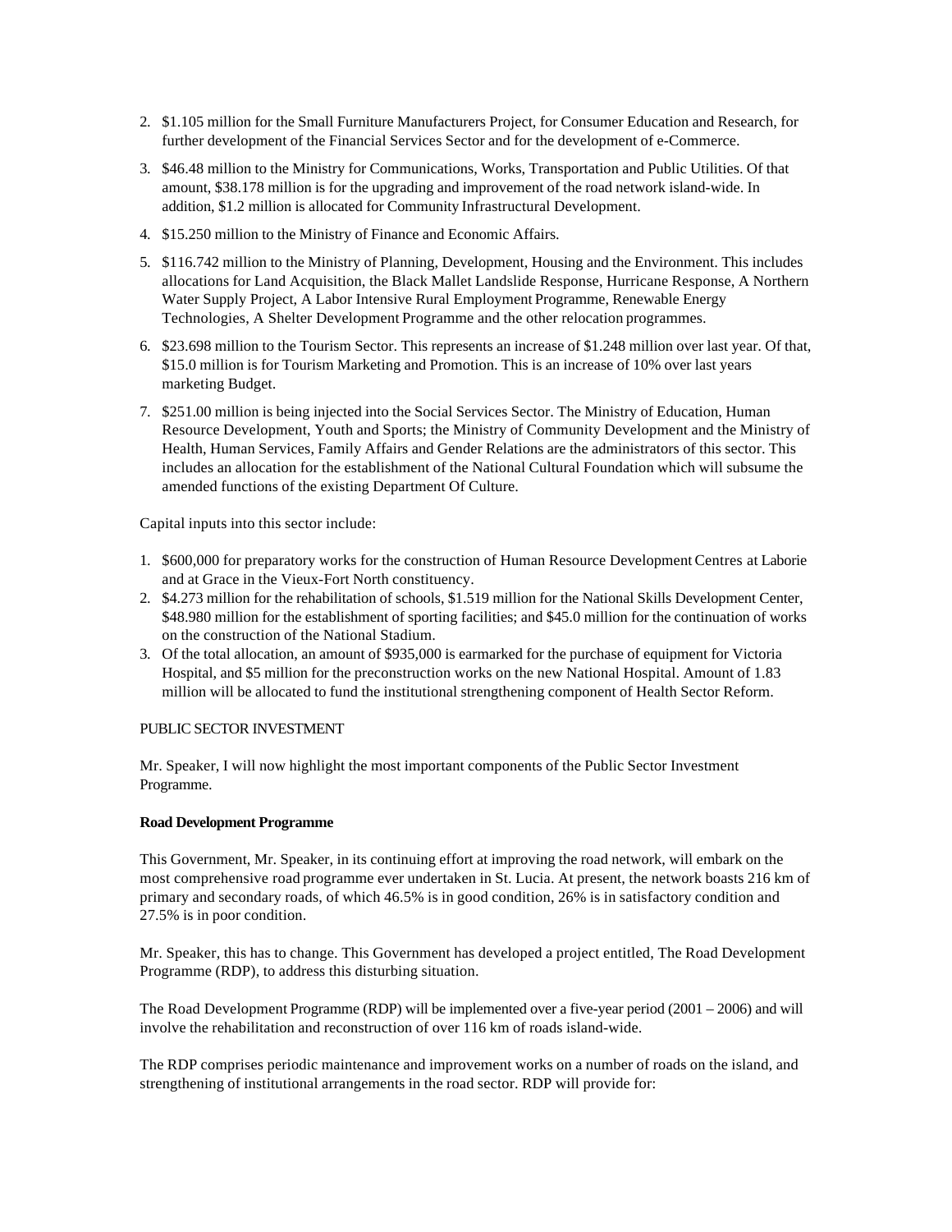2. $1.105 million for the Small Furniture Manufacturers Project, for Consumer Education and Research, for further development of the Financial Services Sector and for the development of e-Commerce.
3. $46.48 million to the Ministry for Communications, Works, Transportation and Public Utilities. Of that amount, $38.178 million is for the upgrading and improvement of the road network island-wide. In addition, $1.2 million is allocated for Community Infrastructural Development.
4. $15.250 million to the Ministry of Finance and Economic Affairs.
5. $116.742 million to the Ministry of Planning, Development, Housing and the Environment. This includes allocations for Land Acquisition, the Black Mallet Landslide Response, Hurricane Response, A Northern Water Supply Project, A Labor Intensive Rural Employment Programme, Renewable Energy Technologies, A Shelter Development Programme and the other relocation programmes.
6. $23.698 million to the Tourism Sector. This represents an increase of $1.248 million over last year. Of that, $15.0 million is for Tourism Marketing and Promotion. This is an increase of 10% over last years marketing Budget.
7. $251.00 million is being injected into the Social Services Sector. The Ministry of Education, Human Resource Development, Youth and Sports; the Ministry of Community Development and the Ministry of Health, Human Services, Family Affairs and Gender Relations are the administrators of this sector. This includes an allocation for the establishment of the National Cultural Foundation which will subsume the amended functions of the existing Department Of Culture.

Capital inputs into this sector include:

1. $600,000 for preparatory works for the construction of Human Resource Development Centres at Laborie and at Grace in the Vieux-Fort North constituency.
2. $4.273 million for the rehabilitation of schools, $1.519 million for the National Skills Development Center, $48.980 million for the establishment of sporting facilities; and $45.0 million for the continuation of works on the construction of the National Stadium.
3. Of the total allocation, an amount of $935,000 is earmarked for the purchase of equipment for Victoria Hospital, and $5 million for the preconstruction works on the new National Hospital. Amount of 1.83 million will be allocated to fund the institutional strengthening component of Health Sector Reform.

PUBLIC SECTOR INVESTMENT

Mr. Speaker, I will now highlight the most important components of the Public Sector Investment Programme.

**Road Development Programme**

This Government, Mr. Speaker, in its continuing effort at improving the road network, will embark on the most comprehensive road programme ever undertaken in St. Lucia. At present, the network boasts 216 km of primary and secondary roads, of which 46.5% is in good condition, 26% is in satisfactory condition and 27.5% is in poor condition.

Mr. Speaker, this has to change. This Government has developed a project entitled, The Road Development Programme (RDP), to address this disturbing situation.

The Road Development Programme (RDP) will be implemented over a five-year period (2001 – 2006) and will involve the rehabilitation and reconstruction of over 116 km of roads island-wide.

The RDP comprises periodic maintenance and improvement works on a number of roads on the island, and strengthening of institutional arrangements in the road sector. RDP will provide for: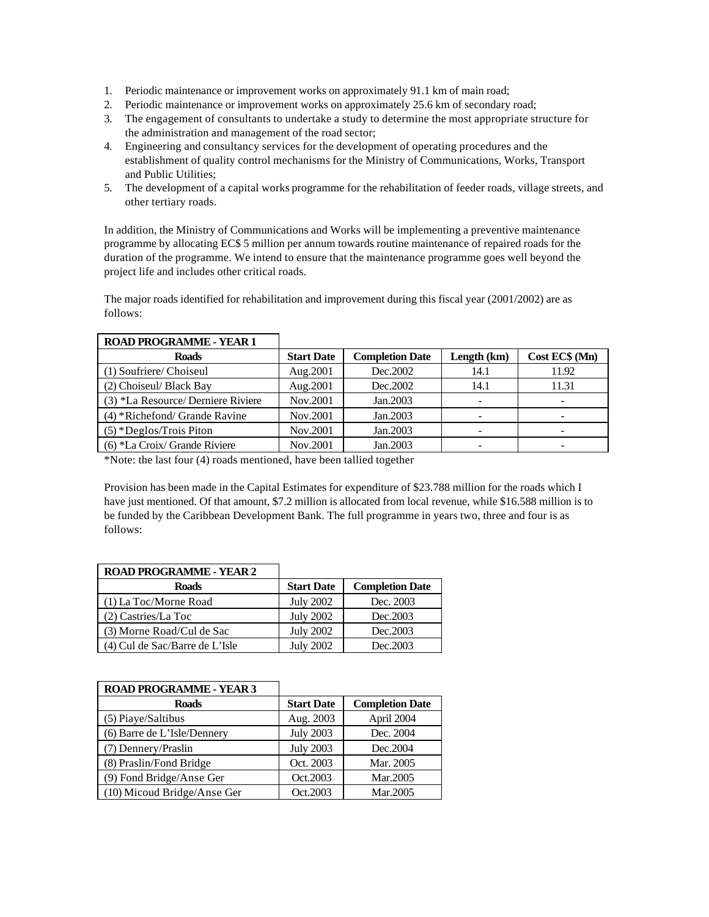1. Periodic maintenance or improvement works on approximately 91.1 km of main road;
2. Periodic maintenance or improvement works on approximately 25.6 km of secondary road;
3. The engagement of consultants to undertake a study to determine the most appropriate structure for the administration and management of the road sector;
4. Engineering and consultancy services for the development of operating procedures and the establishment of quality control mechanisms for the Ministry of Communications, Works, Transport and Public Utilities;
5. The development of a capital works programme for the rehabilitation of feeder roads, village streets, and other tertiary roads.

In addition, the Ministry of Communications and Works will be implementing a preventive maintenance programme by allocating EC$ 5 million per annum towards routine maintenance of repaired roads for the duration of the programme. We intend to ensure that the maintenance programme goes well beyond the project life and includes other critical roads.

The major roads identified for rehabilitation and improvement during this fiscal year (2001/2002) are as follows:

| **ROAD PROGRAMME - YEAR 1** | | | | |
|---|---|---|---|---|
| **Roads** | **Start Date** | **Completion Date** | **Length (km)** | **Cost EC$ (Mn)** |
| (1) Soufriere/ Choiseul | Aug.2001 | Dec.2002 | 14.1 | 11.92 |
| (2) Choiseul/ Black Bay | Aug.2001 | Dec.2002 | 14.1 | 11.31 |
| (3) *La Resource/ Derniere Riviere | Nov.2001 | Jan.2003 | - | - |
| (4) *Richefond/ Grande Ravine | Nov.2001 | Jan.2003 | - | - |
| (5) *Deglos/Trois Piton | Nov.2001 | Jan.2003 | - | - |
| (6) *La Croix/ Grande Riviere | Nov.2001 | Jan.2003 | - | - |

*Note: the last four (4) roads mentioned, have been tallied together

Provision has been made in the Capital Estimates for expenditure of $23.788 million for the roads which I have just mentioned. Of that amount, $7.2 million is allocated from local revenue, while $16.588 million is to be funded by the Caribbean Development Bank. The full programme in years two, three and four is as follows:

| **ROAD PROGRAMME - YEAR 2** | | |
|---|---|---|
| **Roads** | **Start Date** | **Completion Date** |
| (1) La Toc/Morne Road | July 2002 | Dec. 2003 |
| (2) Castries/La Toc | July 2002 | Dec.2003 |
| (3) Morne Road/Cul de Sac | July 2002 | Dec.2003 |
| (4) Cul de Sac/Barre de L'Isle | July 2002 | Dec.2003 |

| **ROAD PROGRAMME - YEAR 3** | | |
|---|---|---|
| **Roads** | **Start Date** | **Completion Date** |
| (5) Piaye/Saltibus | Aug. 2003 | April 2004 |
| (6) Barre de L'Isle/Dennery | July 2003 | Dec. 2004 |
| (7) Dennery/Praslin | July 2003 | Dec.2004 |
| (8) Praslin/Fond Bridge | Oct. 2003 | Mar. 2005 |
| (9) Fond Bridge/Anse Ger | Oct.2003 | Mar.2005 |
| (10) Micoud Bridge/Anse Ger | Oct.2003 | Mar.2005 |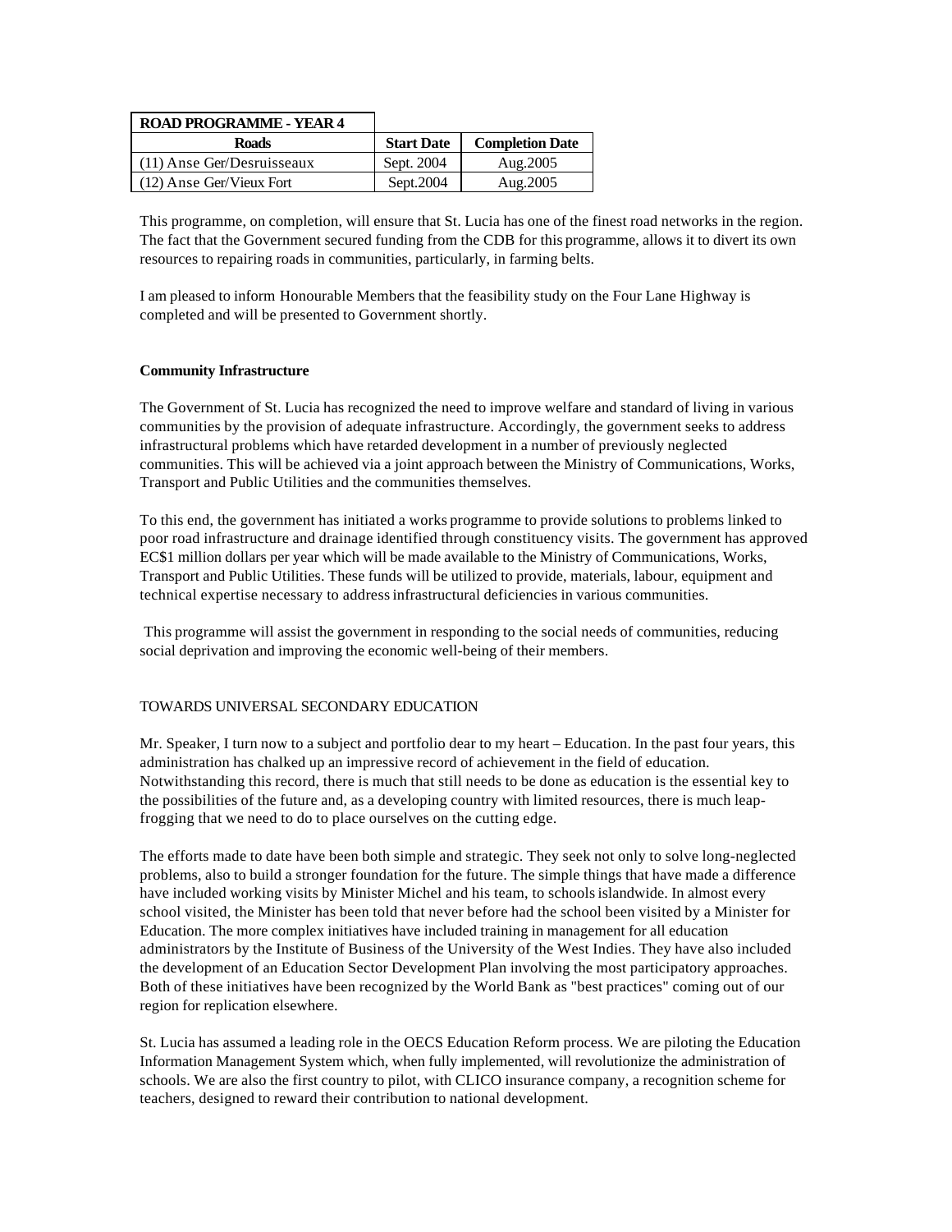| ROAD PROGRAMME - YEAR 4 | | |
|---|---|---|
| **Roads** | **Start Date** | **Completion Date** |
| (11) Anse Ger/Desruisseaux | Sept. 2004 | Aug.2005 |
| (12) Anse Ger/Vieux Fort | Sept.2004 | Aug.2005 |

This programme, on completion, will ensure that St. Lucia has one of the finest road networks in the region. The fact that the Government secured funding from the CDB for this programme, allows it to divert its own resources to repairing roads in communities, particularly, in farming belts.

I am pleased to inform Honourable Members that the feasibility study on the Four Lane Highway is completed and will be presented to Government shortly.

**Community Infrastructure**

The Government of St. Lucia has recognized the need to improve welfare and standard of living in various communities by the provision of adequate infrastructure. Accordingly, the government seeks to address infrastructural problems which have retarded development in a number of previously neglected communities. This will be achieved via a joint approach between the Ministry of Communications, Works, Transport and Public Utilities and the communities themselves.

To this end, the government has initiated a works programme to provide solutions to problems linked to poor road infrastructure and drainage identified through constituency visits. The government has approved EC$1 million dollars per year which will be made available to the Ministry of Communications, Works, Transport and Public Utilities. These funds will be utilized to provide, materials, labour, equipment and technical expertise necessary to address infrastructural deficiencies in various communities.

This programme will assist the government in responding to the social needs of communities, reducing social deprivation and improving the economic well-being of their members.

TOWARDS UNIVERSAL SECONDARY EDUCATION

Mr. Speaker, I turn now to a subject and portfolio dear to my heart – Education. In the past four years, this administration has chalked up an impressive record of achievement in the field of education. Notwithstanding this record, there is much that still needs to be done as education is the essential key to the possibilities of the future and, as a developing country with limited resources, there is much leap-frogging that we need to do to place ourselves on the cutting edge.

The efforts made to date have been both simple and strategic. They seek not only to solve long-neglected problems, also to build a stronger foundation for the future. The simple things that have made a difference have included working visits by Minister Michel and his team, to schools islandwide. In almost every school visited, the Minister has been told that never before had the school been visited by a Minister for Education. The more complex initiatives have included training in management for all education administrators by the Institute of Business of the University of the West Indies. They have also included the development of an Education Sector Development Plan involving the most participatory approaches. Both of these initiatives have been recognized by the World Bank as "best practices" coming out of our region for replication elsewhere.

St. Lucia has assumed a leading role in the OECS Education Reform process. We are piloting the Education Information Management System which, when fully implemented, will revolutionize the administration of schools. We are also the first country to pilot, with CLICO insurance company, a recognition scheme for teachers, designed to reward their contribution to national development.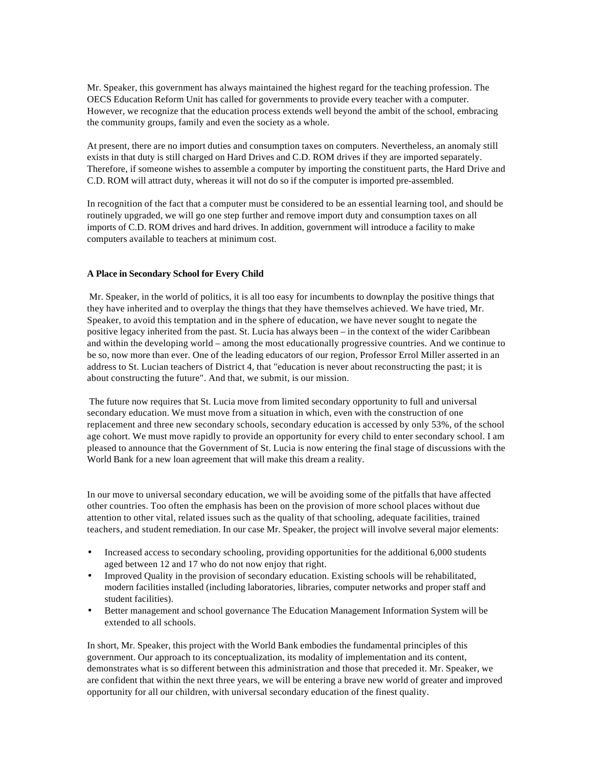Mr. Speaker, this government has always maintained the highest regard for the teaching profession. The OECS Education Reform Unit has called for governments to provide every teacher with a computer. However, we recognize that the education process extends well beyond the ambit of the school, embracing the community groups, family and even the society as a whole.

At present, there are no import duties and consumption taxes on computers. Nevertheless, an anomaly still exists in that duty is still charged on Hard Drives and C.D. ROM drives if they are imported separately. Therefore, if someone wishes to assemble a computer by importing the constituent parts, the Hard Drive and C.D. ROM will attract duty, whereas it will not do so if the computer is imported pre-assembled.

In recognition of the fact that a computer must be considered to be an essential learning tool, and should be routinely upgraded, we will go one step further and remove import duty and consumption taxes on all imports of C.D. ROM drives and hard drives. In addition, government will introduce a facility to make computers available to teachers at minimum cost.

**A Place in Secondary School for Every Child**

Mr. Speaker, in the world of politics, it is all too easy for incumbents to downplay the positive things that they have inherited and to overplay the things that they have themselves achieved. We have tried, Mr. Speaker, to avoid this temptation and in the sphere of education, we have never sought to negate the positive legacy inherited from the past. St. Lucia has always been – in the context of the wider Caribbean and within the developing world – among the most educationally progressive countries. And we continue to be so, now more than ever. One of the leading educators of our region, Professor Errol Miller asserted in an address to St. Lucian teachers of District 4, that "education is never about reconstructing the past; it is about constructing the future". And that, we submit, is our mission.

The future now requires that St. Lucia move from limited secondary opportunity to full and universal secondary education. We must move from a situation in which, even with the construction of one replacement and three new secondary schools, secondary education is accessed by only 53%, of the school age cohort. We must move rapidly to provide an opportunity for every child to enter secondary school. I am pleased to announce that the Government of St. Lucia is now entering the final stage of discussions with the World Bank for a new loan agreement that will make this dream a reality.

In our move to universal secondary education, we will be avoiding some of the pitfalls that have affected other countries. Too often the emphasis has been on the provision of more school places without due attention to other vital, related issues such as the quality of that schooling, adequate facilities, trained teachers, and student remediation. In our case Mr. Speaker, the project will involve several major elements:

- Increased access to secondary schooling, providing opportunities for the additional 6,000 students aged between 12 and 17 who do not now enjoy that right.
- Improved Quality in the provision of secondary education. Existing schools will be rehabilitated, modern facilities installed (including laboratories, libraries, computer networks and proper staff and student facilities).
- Better management and school governance The Education Management Information System will be extended to all schools.

In short, Mr. Speaker, this project with the World Bank embodies the fundamental principles of this government. Our approach to its conceptualization, its modality of implementation and its content, demonstrates what is so different between this administration and those that preceded it. Mr. Speaker, we are confident that within the next three years, we will be entering a brave new world of greater and improved opportunity for all our children, with universal secondary education of the finest quality.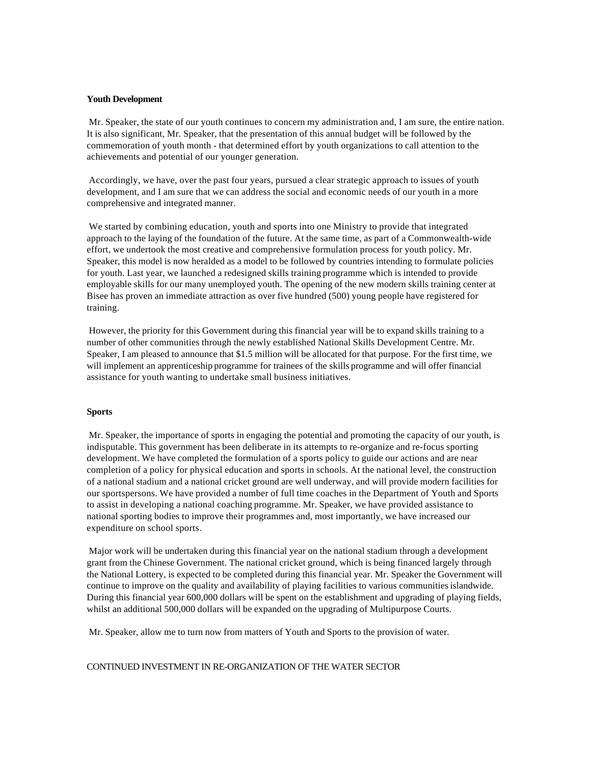**Youth Development**

Mr. Speaker, the state of our youth continues to concern my administration and, I am sure, the entire nation. It is also significant, Mr. Speaker, that the presentation of this annual budget will be followed by the commemoration of youth month - that determined effort by youth organizations to call attention to the achievements and potential of our younger generation.

Accordingly, we have, over the past four years, pursued a clear strategic approach to issues of youth development, and I am sure that we can address the social and economic needs of our youth in a more comprehensive and integrated manner.

We started by combining education, youth and sports into one Ministry to provide that integrated approach to the laying of the foundation of the future. At the same time, as part of a Commonwealth-wide effort, we undertook the most creative and comprehensive formulation process for youth policy. Mr. Speaker, this model is now heralded as a model to be followed by countries intending to formulate policies for youth. Last year, we launched a redesigned skills training programme which is intended to provide employable skills for our many unemployed youth. The opening of the new modern skills training center at Bisee has proven an immediate attraction as over five hundred (500) young people have registered for training.

However, the priority for this Government during this financial year will be to expand skills training to a number of other communities through the newly established National Skills Development Centre. Mr. Speaker, I am pleased to announce that $1.5 million will be allocated for that purpose. For the first time, we will implement an apprenticeship programme for trainees of the skills programme and will offer financial assistance for youth wanting to undertake small business initiatives.

**Sports**

Mr. Speaker, the importance of sports in engaging the potential and promoting the capacity of our youth, is indisputable. This government has been deliberate in its attempts to re-organize and re-focus sporting development. We have completed the formulation of a sports policy to guide our actions and are near completion of a policy for physical education and sports in schools. At the national level, the construction of a national stadium and a national cricket ground are well underway, and will provide modern facilities for our sportspersons. We have provided a number of full time coaches in the Department of Youth and Sports to assist in developing a national coaching programme. Mr. Speaker, we have provided assistance to national sporting bodies to improve their programmes and, most importantly, we have increased our expenditure on school sports.

Major work will be undertaken during this financial year on the national stadium through a development grant from the Chinese Government. The national cricket ground, which is being financed largely through the National Lottery, is expected to be completed during this financial year. Mr. Speaker the Government will continue to improve on the quality and availability of playing facilities to various communities islandwide. During this financial year 600,000 dollars will be spent on the establishment and upgrading of playing fields, whilst an additional 500,000 dollars will be expanded on the upgrading of Multipurpose Courts.

Mr. Speaker, allow me to turn now from matters of Youth and Sports to the provision of water.

CONTINUED INVESTMENT IN RE-ORGANIZATION OF THE WATER SECTOR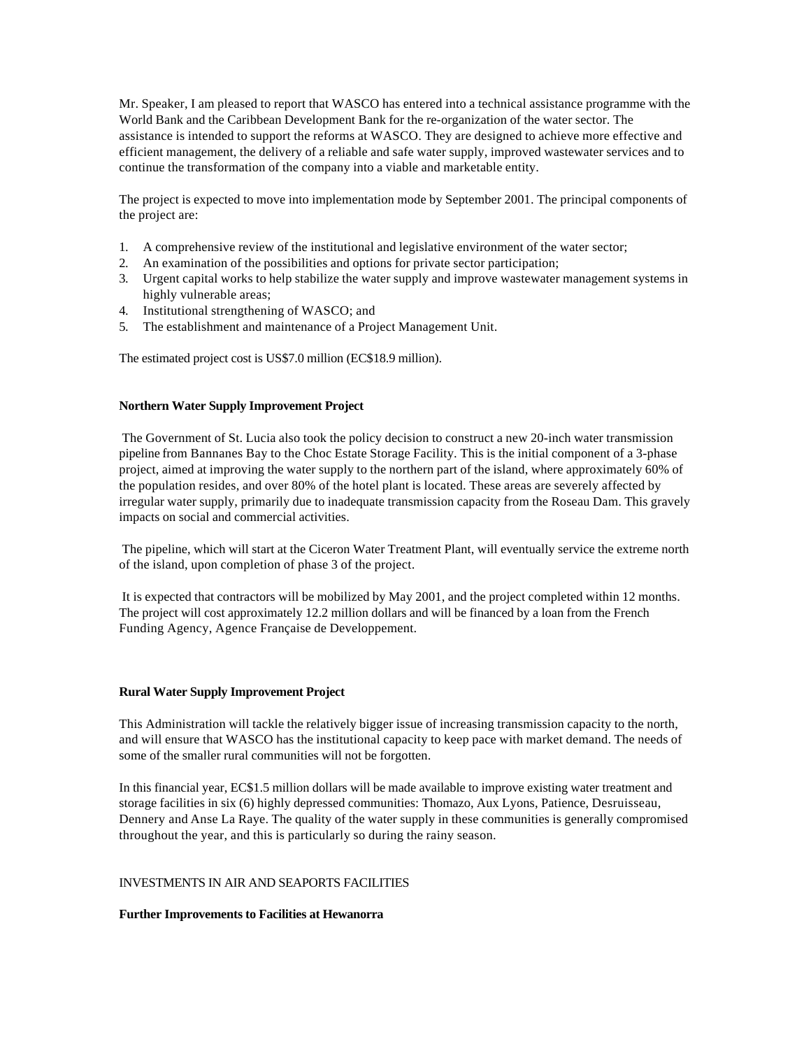Mr. Speaker, I am pleased to report that WASCO has entered into a technical assistance programme with the World Bank and the Caribbean Development Bank for the re-organization of the water sector. The assistance is intended to support the reforms at WASCO. They are designed to achieve more effective and efficient management, the delivery of a reliable and safe water supply, improved wastewater services and to continue the transformation of the company into a viable and marketable entity.

The project is expected to move into implementation mode by September 2001. The principal components of the project are:

1. A comprehensive review of the institutional and legislative environment of the water sector;
2. An examination of the possibilities and options for private sector participation;
3. Urgent capital works to help stabilize the water supply and improve wastewater management systems in highly vulnerable areas;
4. Institutional strengthening of WASCO; and
5. The establishment and maintenance of a Project Management Unit.

The estimated project cost is US$7.0 million (EC$18.9 million).

**Northern Water Supply Improvement Project**

The Government of St. Lucia also took the policy decision to construct a new 20-inch water transmission pipeline from Bannanes Bay to the Choc Estate Storage Facility. This is the initial component of a 3-phase project, aimed at improving the water supply to the northern part of the island, where approximately 60% of the population resides, and over 80% of the hotel plant is located. These areas are severely affected by irregular water supply, primarily due to inadequate transmission capacity from the Roseau Dam. This gravely impacts on social and commercial activities.

The pipeline, which will start at the Ciceron Water Treatment Plant, will eventually service the extreme north of the island, upon completion of phase 3 of the project.

It is expected that contractors will be mobilized by May 2001, and the project completed within 12 months. The project will cost approximately 12.2 million dollars and will be financed by a loan from the French Funding Agency, Agence Française de Developpement.

**Rural Water Supply Improvement Project**

This Administration will tackle the relatively bigger issue of increasing transmission capacity to the north, and will ensure that WASCO has the institutional capacity to keep pace with market demand. The needs of some of the smaller rural communities will not be forgotten.

In this financial year, EC$1.5 million dollars will be made available to improve existing water treatment and storage facilities in six (6) highly depressed communities: Thomazo, Aux Lyons, Patience, Desruisseau, Dennery and Anse La Raye. The quality of the water supply in these communities is generally compromised throughout the year, and this is particularly so during the rainy season.

INVESTMENTS IN AIR AND SEAPORTS FACILITIES

**Further Improvements to Facilities at Hewanorra**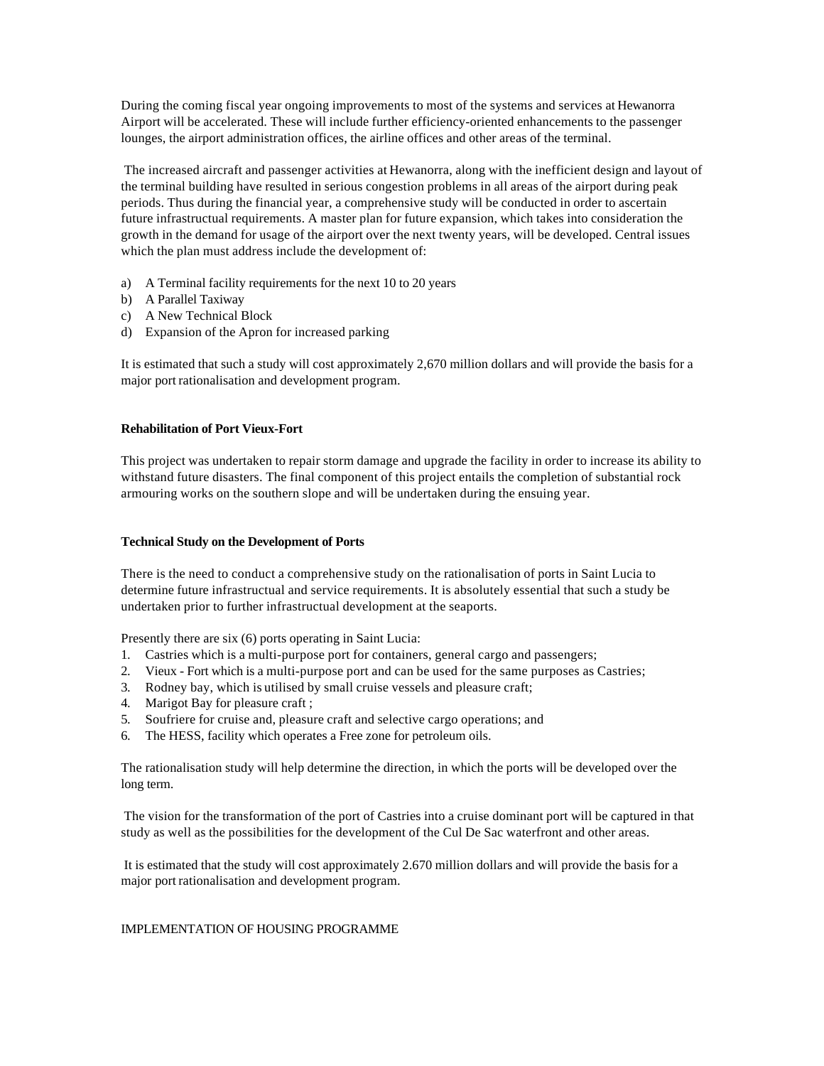During the coming fiscal year ongoing improvements to most of the systems and services at Hewanorra Airport will be accelerated. These will include further efficiency-oriented enhancements to the passenger lounges, the airport administration offices, the airline offices and other areas of the terminal.

The increased aircraft and passenger activities at Hewanorra, along with the inefficient design and layout of the terminal building have resulted in serious congestion problems in all areas of the airport during peak periods. Thus during the financial year, a comprehensive study will be conducted in order to ascertain future infrastructual requirements. A master plan for future expansion, which takes into consideration the growth in the demand for usage of the airport over the next twenty years, will be developed. Central issues which the plan must address include the development of:

a) A Terminal facility requirements for the next 10 to 20 years
b) A Parallel Taxiway
c) A New Technical Block
d) Expansion of the Apron for increased parking

It is estimated that such a study will cost approximately 2,670 million dollars and will provide the basis for a major port rationalisation and development program.

**Rehabilitation of Port Vieux-Fort**

This project was undertaken to repair storm damage and upgrade the facility in order to increase its ability to withstand future disasters. The final component of this project entails the completion of substantial rock armouring works on the southern slope and will be undertaken during the ensuing year.

**Technical Study on the Development of Ports**

There is the need to conduct a comprehensive study on the rationalisation of ports in Saint Lucia to determine future infrastructual and service requirements. It is absolutely essential that such a study be undertaken prior to further infrastructual development at the seaports.

Presently there are six (6) ports operating in Saint Lucia:

1. Castries which is a multi-purpose port for containers, general cargo and passengers;
2. Vieux - Fort which is a multi-purpose port and can be used for the same purposes as Castries;
3. Rodney bay, which is utilised by small cruise vessels and pleasure craft;
4. Marigot Bay for pleasure craft ;
5. Soufriere for cruise and, pleasure craft and selective cargo operations; and
6. The HESS, facility which operates a Free zone for petroleum oils.

The rationalisation study will help determine the direction, in which the ports will be developed over the long term.

The vision for the transformation of the port of Castries into a cruise dominant port will be captured in that study as well as the possibilities for the development of the Cul De Sac waterfront and other areas.

It is estimated that the study will cost approximately 2.670 million dollars and will provide the basis for a major port rationalisation and development program.

IMPLEMENTATION OF HOUSING PROGRAMME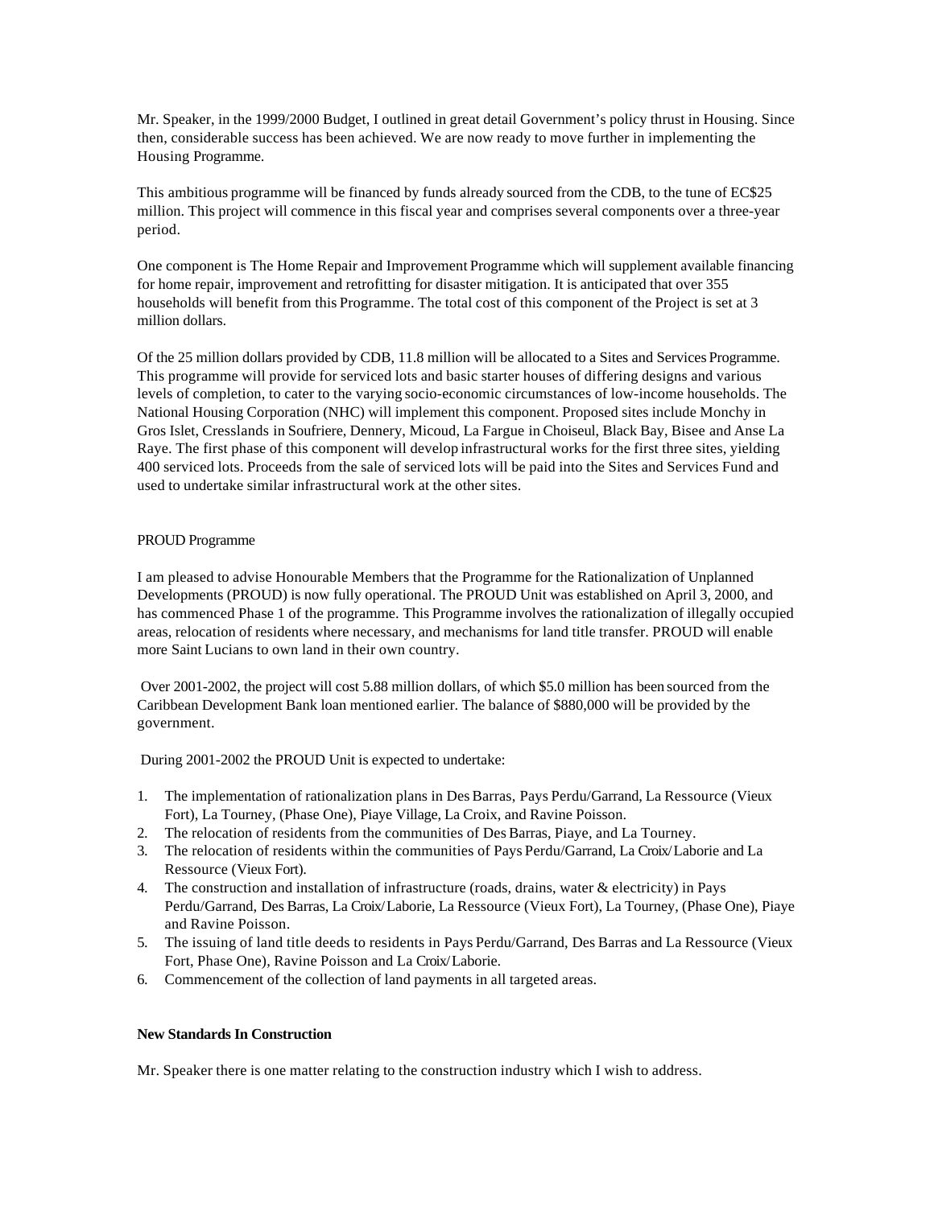Mr. Speaker, in the 1999/2000 Budget, I outlined in great detail Government's policy thrust in Housing. Since then, considerable success has been achieved. We are now ready to move further in implementing the Housing Programme.

This ambitious programme will be financed by funds already sourced from the CDB, to the tune of EC$25 million. This project will commence in this fiscal year and comprises several components over a three-year period.

One component is The Home Repair and Improvement Programme which will supplement available financing for home repair, improvement and retrofitting for disaster mitigation. It is anticipated that over 355 households will benefit from this Programme. The total cost of this component of the Project is set at 3 million dollars.

Of the 25 million dollars provided by CDB, 11.8 million will be allocated to a Sites and Services Programme. This programme will provide for serviced lots and basic starter houses of differing designs and various levels of completion, to cater to the varying socio-economic circumstances of low-income households. The National Housing Corporation (NHC) will implement this component. Proposed sites include Monchy in Gros Islet, Cresslands in Soufriere, Dennery, Micoud, La Fargue in Choiseul, Black Bay, Bisee and Anse La Raye. The first phase of this component will develop infrastructural works for the first three sites, yielding 400 serviced lots. Proceeds from the sale of serviced lots will be paid into the Sites and Services Fund and used to undertake similar infrastructural work at the other sites.

PROUD Programme

I am pleased to advise Honourable Members that the Programme for the Rationalization of Unplanned Developments (PROUD) is now fully operational. The PROUD Unit was established on April 3, 2000, and has commenced Phase 1 of the programme. This Programme involves the rationalization of illegally occupied areas, relocation of residents where necessary, and mechanisms for land title transfer. PROUD will enable more Saint Lucians to own land in their own country.

Over 2001-2002, the project will cost 5.88 million dollars, of which $5.0 million has been sourced from the Caribbean Development Bank loan mentioned earlier. The balance of $880,000 will be provided by the government.

During 2001-2002 the PROUD Unit is expected to undertake:

1. The implementation of rationalization plans in Des Barras, Pays Perdu/Garrand, La Ressource (Vieux Fort), La Tourney, (Phase One), Piaye Village, La Croix, and Ravine Poisson.
2. The relocation of residents from the communities of Des Barras, Piaye, and La Tourney.
3. The relocation of residents within the communities of Pays Perdu/Garrand, La Croix/Laborie and La Ressource (Vieux Fort).
4. The construction and installation of infrastructure (roads, drains, water & electricity) in Pays Perdu/Garrand, Des Barras, La Croix/Laborie, La Ressource (Vieux Fort), La Tourney, (Phase One), Piaye and Ravine Poisson.
5. The issuing of land title deeds to residents in Pays Perdu/Garrand, Des Barras and La Ressource (Vieux Fort, Phase One), Ravine Poisson and La Croix/Laborie.
6. Commencement of the collection of land payments in all targeted areas.

**New Standards In Construction**

Mr. Speaker there is one matter relating to the construction industry which I wish to address.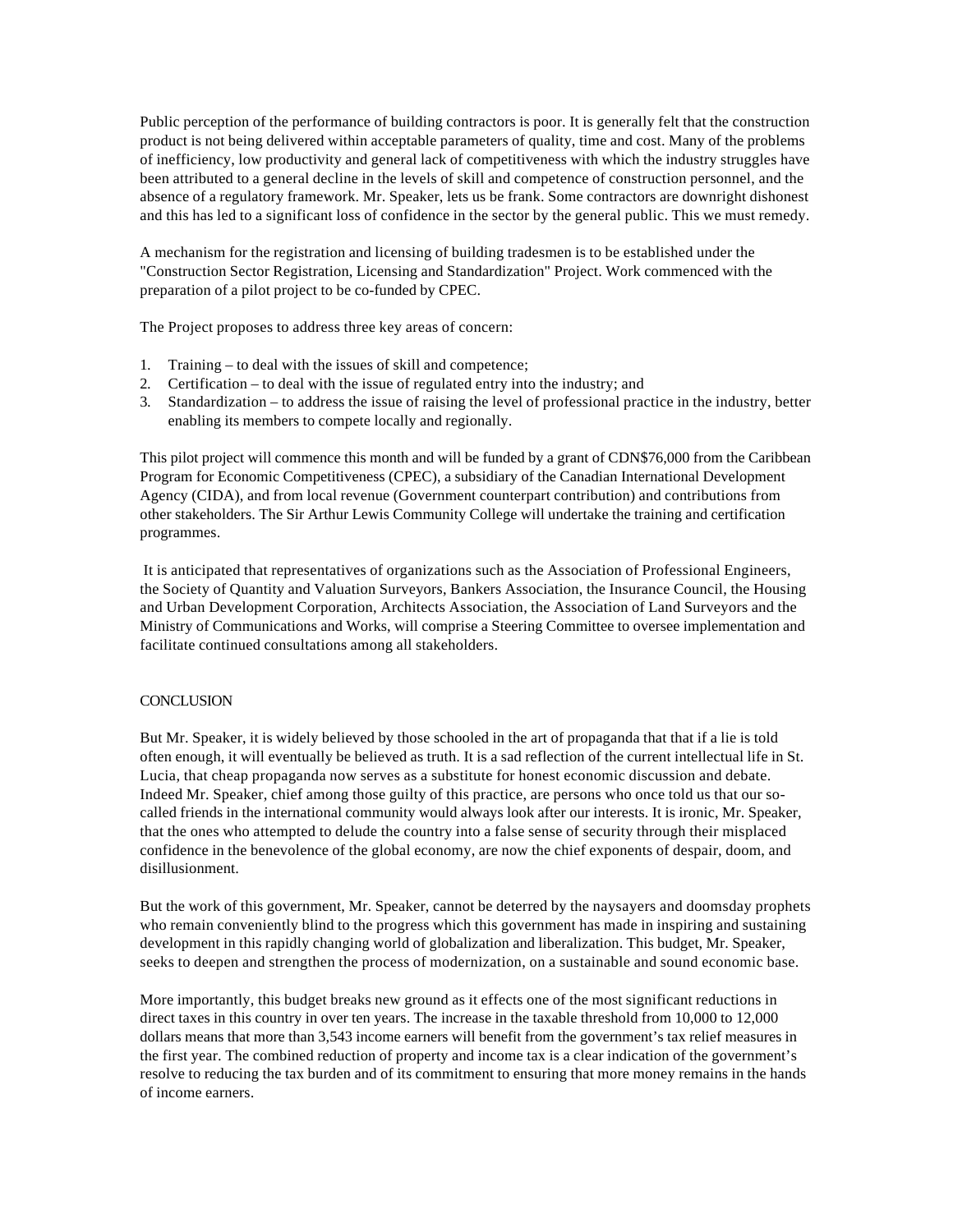Public perception of the performance of building contractors is poor. It is generally felt that the construction product is not being delivered within acceptable parameters of quality, time and cost. Many of the problems of inefficiency, low productivity and general lack of competitiveness with which the industry struggles have been attributed to a general decline in the levels of skill and competence of construction personnel, and the absence of a regulatory framework. Mr. Speaker, lets us be frank. Some contractors are downright dishonest and this has led to a significant loss of confidence in the sector by the general public. This we must remedy.

A mechanism for the registration and licensing of building tradesmen is to be established under the "Construction Sector Registration, Licensing and Standardization" Project. Work commenced with the preparation of a pilot project to be co-funded by CPEC.

The Project proposes to address three key areas of concern:

1. Training – to deal with the issues of skill and competence;
2. Certification – to deal with the issue of regulated entry into the industry; and
3. Standardization – to address the issue of raising the level of professional practice in the industry, better enabling its members to compete locally and regionally.

This pilot project will commence this month and will be funded by a grant of CDN$76,000 from the Caribbean Program for Economic Competitiveness (CPEC), a subsidiary of the Canadian International Development Agency (CIDA), and from local revenue (Government counterpart contribution) and contributions from other stakeholders. The Sir Arthur Lewis Community College will undertake the training and certification programmes.

It is anticipated that representatives of organizations such as the Association of Professional Engineers, the Society of Quantity and Valuation Surveyors, Bankers Association, the Insurance Council, the Housing and Urban Development Corporation, Architects Association, the Association of Land Surveyors and the Ministry of Communications and Works, will comprise a Steering Committee to oversee implementation and facilitate continued consultations among all stakeholders.

## CONCLUSION

But Mr. Speaker, it is widely believed by those schooled in the art of propaganda that that if a lie is told often enough, it will eventually be believed as truth. It is a sad reflection of the current intellectual life in St. Lucia, that cheap propaganda now serves as a substitute for honest economic discussion and debate. Indeed Mr. Speaker, chief among those guilty of this practice, are persons who once told us that our so-called friends in the international community would always look after our interests. It is ironic, Mr. Speaker, that the ones who attempted to delude the country into a false sense of security through their misplaced confidence in the benevolence of the global economy, are now the chief exponents of despair, doom, and disillusionment.

But the work of this government, Mr. Speaker, cannot be deterred by the naysayers and doomsday prophets who remain conveniently blind to the progress which this government has made in inspiring and sustaining development in this rapidly changing world of globalization and liberalization. This budget, Mr. Speaker, seeks to deepen and strengthen the process of modernization, on a sustainable and sound economic base.

More importantly, this budget breaks new ground as it effects one of the most significant reductions in direct taxes in this country in over ten years. The increase in the taxable threshold from 10,000 to 12,000 dollars means that more than 3,543 income earners will benefit from the government's tax relief measures in the first year. The combined reduction of property and income tax is a clear indication of the government's resolve to reducing the tax burden and of its commitment to ensuring that more money remains in the hands of income earners.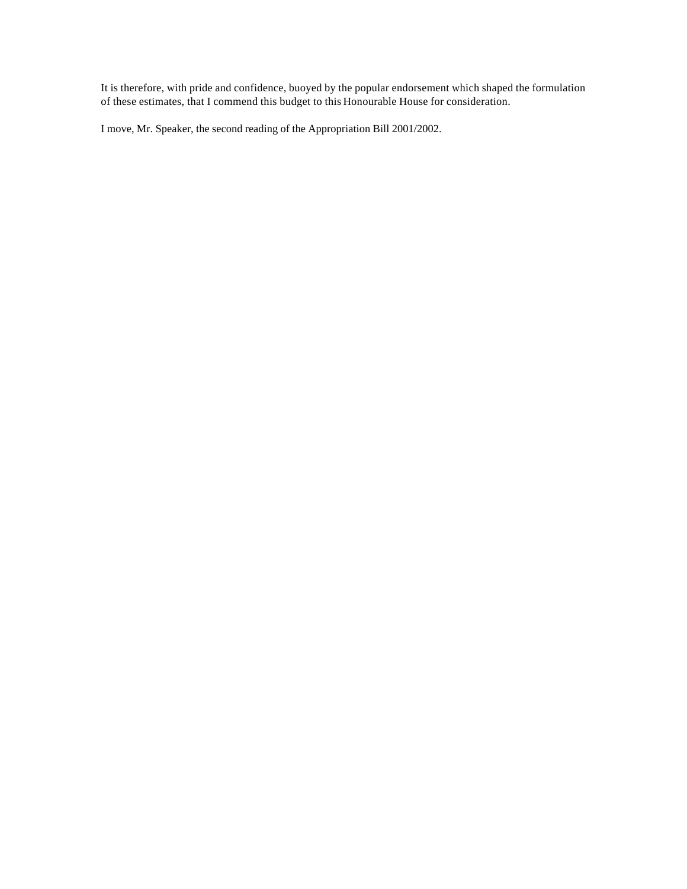It is therefore, with pride and confidence, buoyed by the popular endorsement which shaped the formulation of these estimates, that I commend this budget to this Honourable House for consideration.

I move, Mr. Speaker, the second reading of the Appropriation Bill 2001/2002.